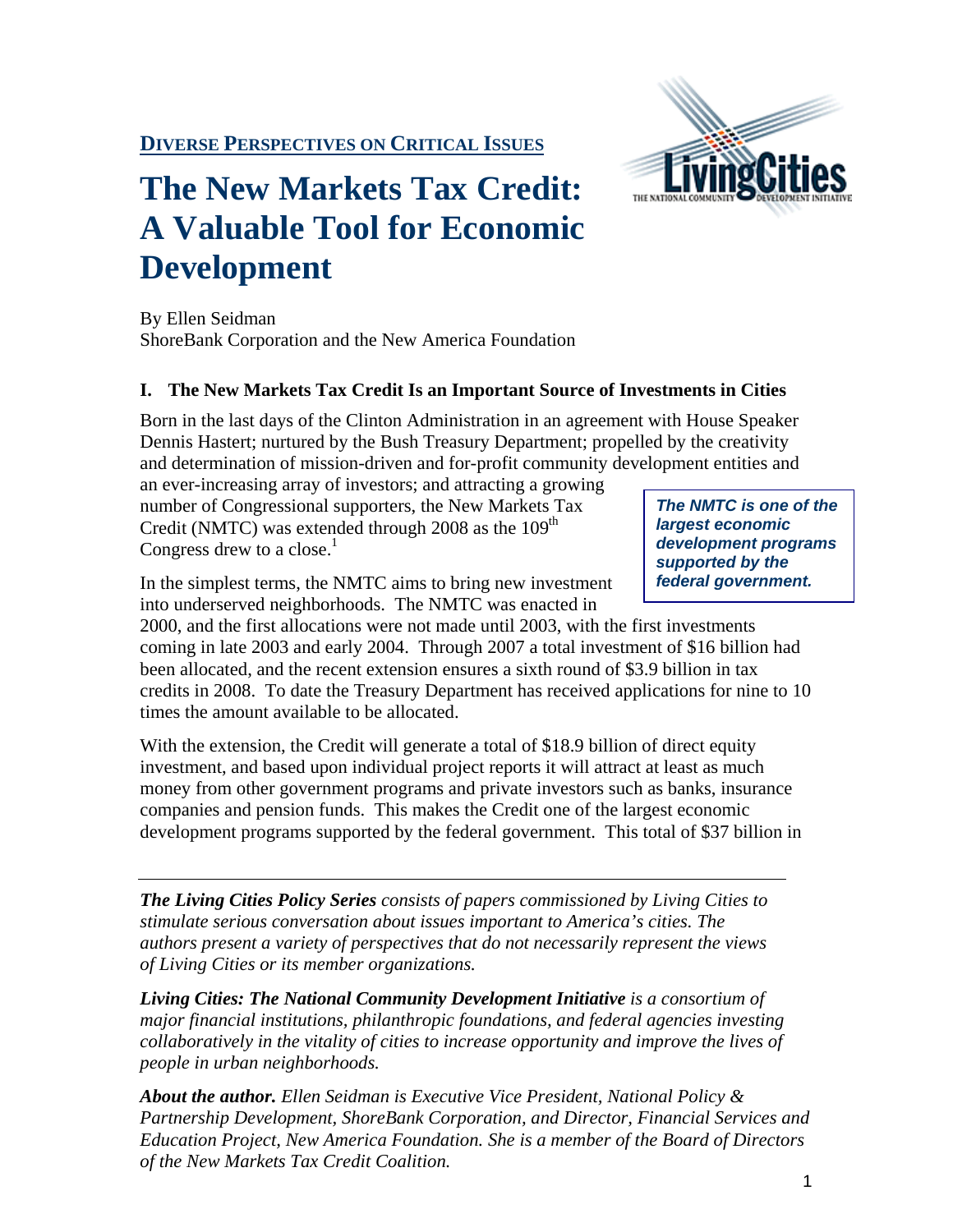**DIVERSE PERSPECTIVES ON CRITICAL ISSUES**

# The New Markets Tax Credit: A Valuable Tool for Economic Development

By Ellen Seidman
ShoreBank Corporation and the New America Foundation

## I. The New Markets Tax Credit Is an Important Source of Investments in Cities

Born in the last days of the Clinton Administration in an agreement with House Speaker Dennis Hastert; nurtured by the Bush Treasury Department; propelled by the creativity and determination of mission-driven and for-profit community development entities and an ever-increasing array of investors; and attracting a growing number of Congressional supporters, the New Markets Tax Credit (NMTC) was extended through 2008 as the 109th Congress drew to a close.[1]

> ***The NMTC is one of the largest economic development programs supported by the federal government.***

In the simplest terms, the NMTC aims to bring new investment into underserved neighborhoods. The NMTC was enacted in 2000, and the first allocations were not made until 2003, with the first investments coming in late 2003 and early 2004. Through 2007 a total investment of $16 billion had been allocated, and the recent extension ensures a sixth round of $3.9 billion in tax credits in 2008. To date the Treasury Department has received applications for nine to 10 times the amount available to be allocated.

With the extension, the Credit will generate a total of $18.9 billion of direct equity investment, and based upon individual project reports it will attract at least as much money from other government programs and private investors such as banks, insurance companies and pension funds. This makes the Credit one of the largest economic development programs supported by the federal government. This total of $37 billion in

---

***The Living Cities Policy Series** consists of papers commissioned by Living Cities to stimulate serious conversation about issues important to America's cities. The authors present a variety of perspectives that do not necessarily represent the views of Living Cities or its member organizations.*

***Living Cities: The National Community Development Initiative** is a consortium of major financial institutions, philanthropic foundations, and federal agencies investing collaboratively in the vitality of cities to increase opportunity and improve the lives of people in urban neighborhoods.*

***About the author.** Ellen Seidman is Executive Vice President, National Policy & Partnership Development, ShoreBank Corporation, and Director, Financial Services and Education Project, New America Foundation. She is a member of the Board of Directors of the New Markets Tax Credit Coalition.*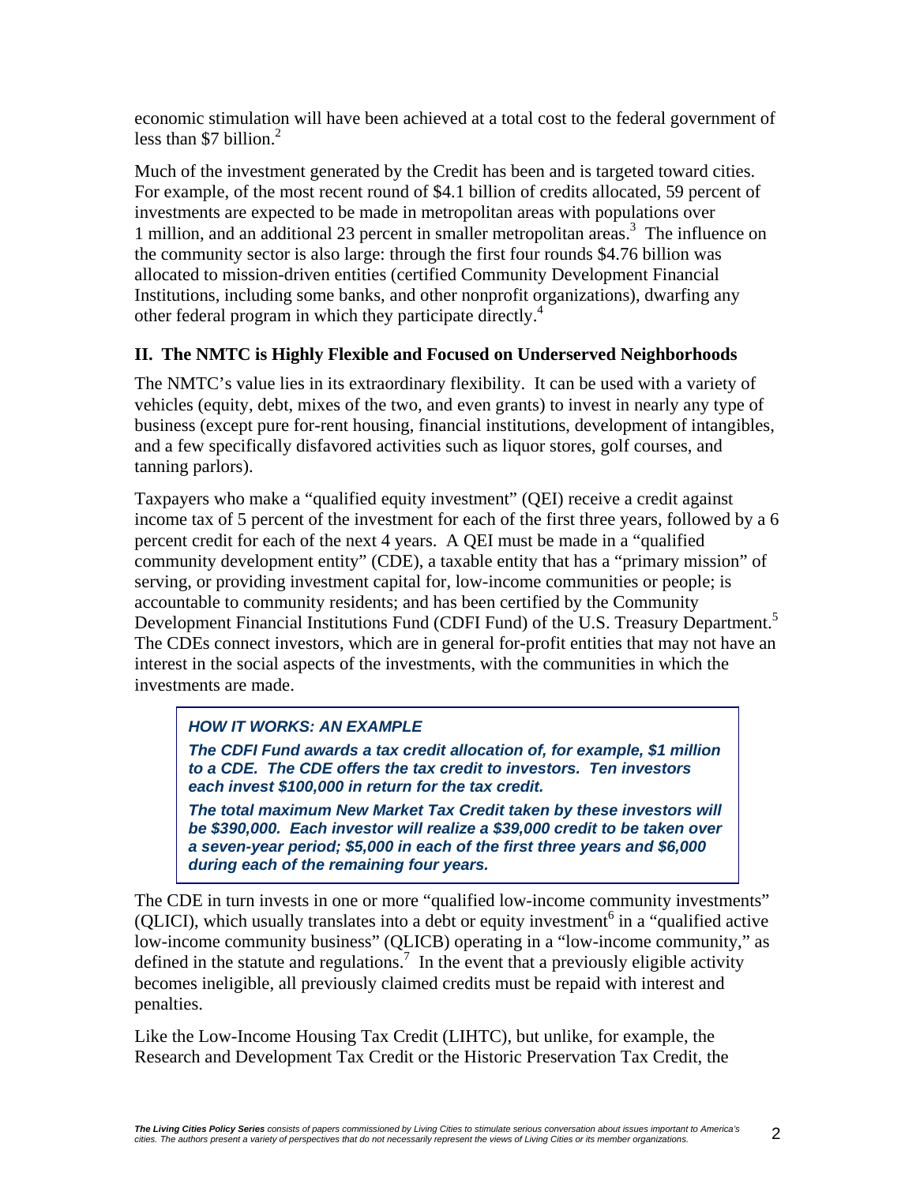economic stimulation will have been achieved at a total cost to the federal government of less than $7 billion.[2]

Much of the investment generated by the Credit has been and is targeted toward cities. For example, of the most recent round of $4.1 billion of credits allocated, 59 percent of investments are expected to be made in metropolitan areas with populations over 1 million, and an additional 23 percent in smaller metropolitan areas.[3] The influence on the community sector is also large: through the first four rounds $4.76 billion was allocated to mission-driven entities (certified Community Development Financial Institutions, including some banks, and other nonprofit organizations), dwarfing any other federal program in which they participate directly.[4]

## II. The NMTC is Highly Flexible and Focused on Underserved Neighborhoods

The NMTC's value lies in its extraordinary flexibility. It can be used with a variety of vehicles (equity, debt, mixes of the two, and even grants) to invest in nearly any type of business (except pure for-rent housing, financial institutions, development of intangibles, and a few specifically disfavored activities such as liquor stores, golf courses, and tanning parlors).

Taxpayers who make a "qualified equity investment" (QEI) receive a credit against income tax of 5 percent of the investment for each of the first three years, followed by a 6 percent credit for each of the next 4 years. A QEI must be made in a "qualified community development entity" (CDE), a taxable entity that has a "primary mission" of serving, or providing investment capital for, low-income communities or people; is accountable to community residents; and has been certified by the Community Development Financial Institutions Fund (CDFI Fund) of the U.S. Treasury Department.[5] The CDEs connect investors, which are in general for-profit entities that may not have an interest in the social aspects of the investments, with the communities in which the investments are made.

> ***HOW IT WORKS: AN EXAMPLE***
>
> ***The CDFI Fund awards a tax credit allocation of, for example, $1 million to a CDE. The CDE offers the tax credit to investors. Ten investors each invest $100,000 in return for the tax credit.***
>
> ***The total maximum New Market Tax Credit taken by these investors will be $390,000. Each investor will realize a $39,000 credit to be taken over a seven-year period; $5,000 in each of the first three years and $6,000 during each of the remaining four years.***

The CDE in turn invests in one or more "qualified low-income community investments" (QLICI), which usually translates into a debt or equity investment[6] in a "qualified active low-income community business" (QLICB) operating in a "low-income community," as defined in the statute and regulations.[7] In the event that a previously eligible activity becomes ineligible, all previously claimed credits must be repaid with interest and penalties.

Like the Low-Income Housing Tax Credit (LIHTC), but unlike, for example, the Research and Development Tax Credit or the Historic Preservation Tax Credit, the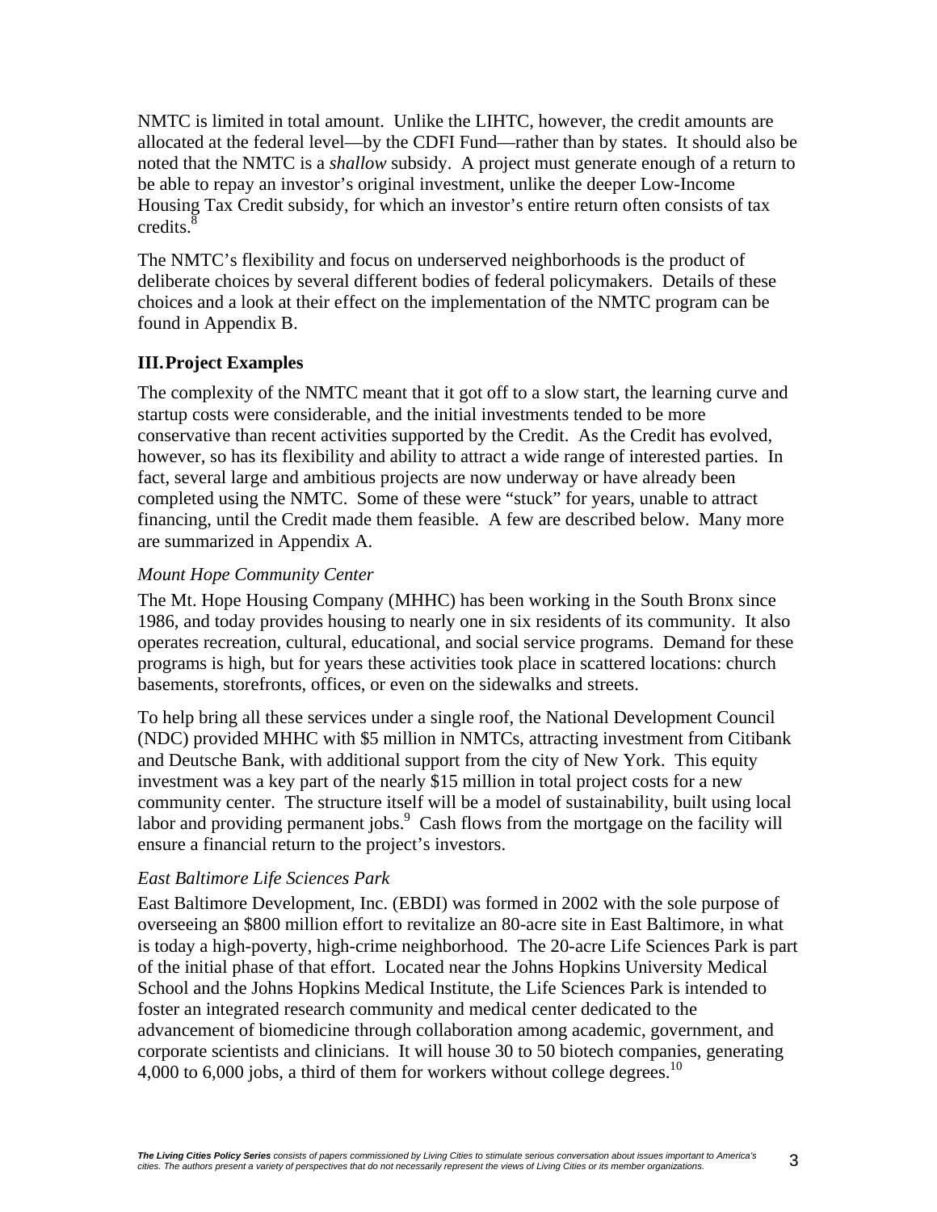NMTC is limited in total amount. Unlike the LIHTC, however, the credit amounts are allocated at the federal level—by the CDFI Fund—rather than by states. It should also be noted that the NMTC is a *shallow* subsidy. A project must generate enough of a return to be able to repay an investor's original investment, unlike the deeper Low-Income Housing Tax Credit subsidy, for which an investor's entire return often consists of tax credits.[8]

The NMTC's flexibility and focus on underserved neighborhoods is the product of deliberate choices by several different bodies of federal policymakers. Details of these choices and a look at their effect on the implementation of the NMTC program can be found in Appendix B.

## III. Project Examples

The complexity of the NMTC meant that it got off to a slow start, the learning curve and startup costs were considerable, and the initial investments tended to be more conservative than recent activities supported by the Credit. As the Credit has evolved, however, so has its flexibility and ability to attract a wide range of interested parties. In fact, several large and ambitious projects are now underway or have already been completed using the NMTC. Some of these were "stuck" for years, unable to attract financing, until the Credit made them feasible. A few are described below. Many more are summarized in Appendix A.

### *Mount Hope Community Center*

The Mt. Hope Housing Company (MHHC) has been working in the South Bronx since 1986, and today provides housing to nearly one in six residents of its community. It also operates recreation, cultural, educational, and social service programs. Demand for these programs is high, but for years these activities took place in scattered locations: church basements, storefronts, offices, or even on the sidewalks and streets.

To help bring all these services under a single roof, the National Development Council (NDC) provided MHHC with $5 million in NMTCs, attracting investment from Citibank and Deutsche Bank, with additional support from the city of New York. This equity investment was a key part of the nearly $15 million in total project costs for a new community center. The structure itself will be a model of sustainability, built using local labor and providing permanent jobs.[9] Cash flows from the mortgage on the facility will ensure a financial return to the project's investors.

### *East Baltimore Life Sciences Park*

East Baltimore Development, Inc. (EBDI) was formed in 2002 with the sole purpose of overseeing an $800 million effort to revitalize an 80-acre site in East Baltimore, in what is today a high-poverty, high-crime neighborhood. The 20-acre Life Sciences Park is part of the initial phase of that effort. Located near the Johns Hopkins University Medical School and the Johns Hopkins Medical Institute, the Life Sciences Park is intended to foster an integrated research community and medical center dedicated to the advancement of biomedicine through collaboration among academic, government, and corporate scientists and clinicians. It will house 30 to 50 biotech companies, generating 4,000 to 6,000 jobs, a third of them for workers without college degrees.[10]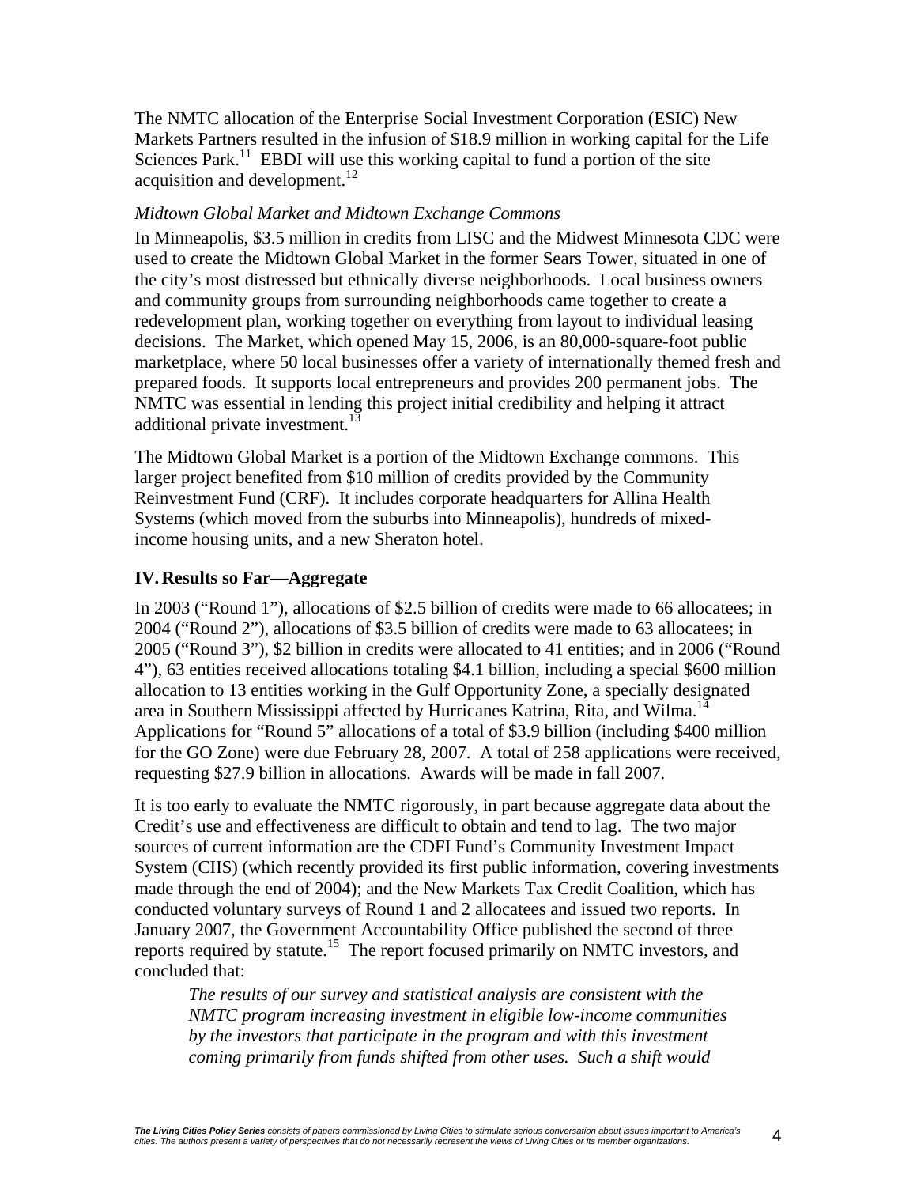The NMTC allocation of the Enterprise Social Investment Corporation (ESIC) New Markets Partners resulted in the infusion of $18.9 million in working capital for the Life Sciences Park.[11] EBDI will use this working capital to fund a portion of the site acquisition and development.[12]

*Midtown Global Market and Midtown Exchange Commons*

In Minneapolis, $3.5 million in credits from LISC and the Midwest Minnesota CDC were used to create the Midtown Global Market in the former Sears Tower, situated in one of the city's most distressed but ethnically diverse neighborhoods. Local business owners and community groups from surrounding neighborhoods came together to create a redevelopment plan, working together on everything from layout to individual leasing decisions. The Market, which opened May 15, 2006, is an 80,000-square-foot public marketplace, where 50 local businesses offer a variety of internationally themed fresh and prepared foods. It supports local entrepreneurs and provides 200 permanent jobs. The NMTC was essential in lending this project initial credibility and helping it attract additional private investment.[13]

The Midtown Global Market is a portion of the Midtown Exchange commons. This larger project benefited from $10 million of credits provided by the Community Reinvestment Fund (CRF). It includes corporate headquarters for Allina Health Systems (which moved from the suburbs into Minneapolis), hundreds of mixed-income housing units, and a new Sheraton hotel.

## IV. Results so Far—Aggregate

In 2003 ("Round 1"), allocations of $2.5 billion of credits were made to 66 allocatees; in 2004 ("Round 2"), allocations of $3.5 billion of credits were made to 63 allocatees; in 2005 ("Round 3"), $2 billion in credits were allocated to 41 entities; and in 2006 ("Round 4"), 63 entities received allocations totaling $4.1 billion, including a special $600 million allocation to 13 entities working in the Gulf Opportunity Zone, a specially designated area in Southern Mississippi affected by Hurricanes Katrina, Rita, and Wilma.[14] Applications for "Round 5" allocations of a total of $3.9 billion (including $400 million for the GO Zone) were due February 28, 2007. A total of 258 applications were received, requesting $27.9 billion in allocations. Awards will be made in fall 2007.

It is too early to evaluate the NMTC rigorously, in part because aggregate data about the Credit's use and effectiveness are difficult to obtain and tend to lag. The two major sources of current information are the CDFI Fund's Community Investment Impact System (CIIS) (which recently provided its first public information, covering investments made through the end of 2004); and the New Markets Tax Credit Coalition, which has conducted voluntary surveys of Round 1 and 2 allocatees and issued two reports. In January 2007, the Government Accountability Office published the second of three reports required by statute.[15] The report focused primarily on NMTC investors, and concluded that:

> *The results of our survey and statistical analysis are consistent with the NMTC program increasing investment in eligible low-income communities by the investors that participate in the program and with this investment coming primarily from funds shifted from other uses. Such a shift would*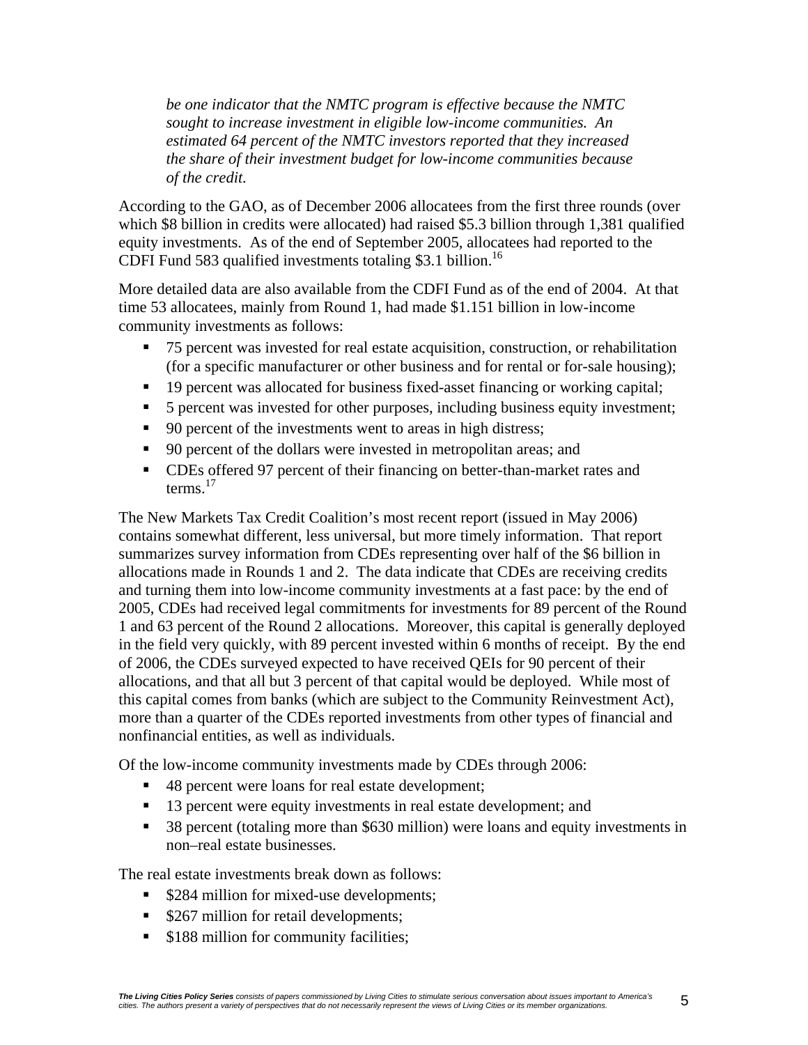*be one indicator that the NMTC program is effective because the NMTC sought to increase investment in eligible low-income communities. An estimated 64 percent of the NMTC investors reported that they increased the share of their investment budget for low-income communities because of the credit.*

According to the GAO, as of December 2006 allocatees from the first three rounds (over which $8 billion in credits were allocated) had raised $5.3 billion through 1,381 qualified equity investments. As of the end of September 2005, allocatees had reported to the CDFI Fund 583 qualified investments totaling $3.1 billion.[16]

More detailed data are also available from the CDFI Fund as of the end of 2004. At that time 53 allocatees, mainly from Round 1, had made $1.151 billion in low-income community investments as follows:

- 75 percent was invested for real estate acquisition, construction, or rehabilitation (for a specific manufacturer or other business and for rental or for-sale housing);
- 19 percent was allocated for business fixed-asset financing or working capital;
- 5 percent was invested for other purposes, including business equity investment;
- 90 percent of the investments went to areas in high distress;
- 90 percent of the dollars were invested in metropolitan areas; and
- CDEs offered 97 percent of their financing on better-than-market rates and terms.[17]

The New Markets Tax Credit Coalition's most recent report (issued in May 2006) contains somewhat different, less universal, but more timely information. That report summarizes survey information from CDEs representing over half of the $6 billion in allocations made in Rounds 1 and 2. The data indicate that CDEs are receiving credits and turning them into low-income community investments at a fast pace: by the end of 2005, CDEs had received legal commitments for investments for 89 percent of the Round 1 and 63 percent of the Round 2 allocations. Moreover, this capital is generally deployed in the field very quickly, with 89 percent invested within 6 months of receipt. By the end of 2006, the CDEs surveyed expected to have received QEIs for 90 percent of their allocations, and that all but 3 percent of that capital would be deployed. While most of this capital comes from banks (which are subject to the Community Reinvestment Act), more than a quarter of the CDEs reported investments from other types of financial and nonfinancial entities, as well as individuals.

Of the low-income community investments made by CDEs through 2006:

- 48 percent were loans for real estate development;
- 13 percent were equity investments in real estate development; and
- 38 percent (totaling more than $630 million) were loans and equity investments in non–real estate businesses.

The real estate investments break down as follows:

- $284 million for mixed-use developments;
- $267 million for retail developments;
- $188 million for community facilities;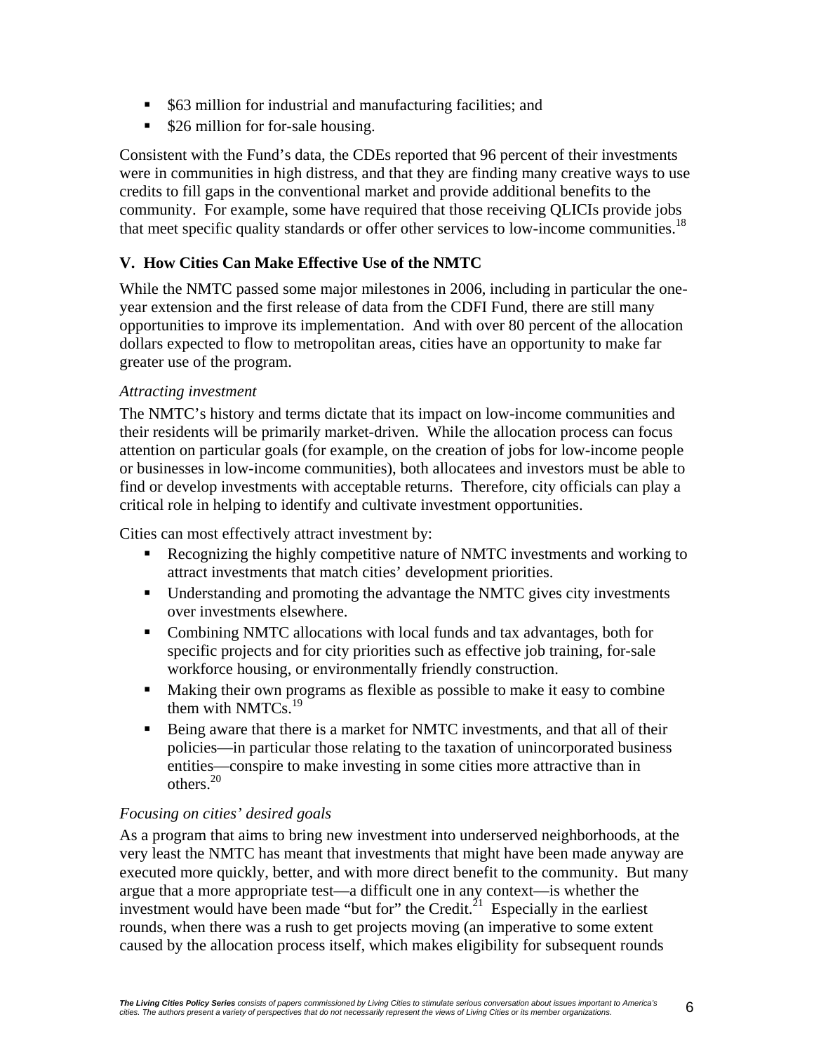- $63 million for industrial and manufacturing facilities; and
- $26 million for for-sale housing.

Consistent with the Fund's data, the CDEs reported that 96 percent of their investments were in communities in high distress, and that they are finding many creative ways to use credits to fill gaps in the conventional market and provide additional benefits to the community. For example, some have required that those receiving QLICIs provide jobs that meet specific quality standards or offer other services to low-income communities.[18]

## V. How Cities Can Make Effective Use of the NMTC

While the NMTC passed some major milestones in 2006, including in particular the one-year extension and the first release of data from the CDFI Fund, there are still many opportunities to improve its implementation. And with over 80 percent of the allocation dollars expected to flow to metropolitan areas, cities have an opportunity to make far greater use of the program.

*Attracting investment*

The NMTC's history and terms dictate that its impact on low-income communities and their residents will be primarily market-driven. While the allocation process can focus attention on particular goals (for example, on the creation of jobs for low-income people or businesses in low-income communities), both allocatees and investors must be able to find or develop investments with acceptable returns. Therefore, city officials can play a critical role in helping to identify and cultivate investment opportunities.

Cities can most effectively attract investment by:

- Recognizing the highly competitive nature of NMTC investments and working to attract investments that match cities' development priorities.
- Understanding and promoting the advantage the NMTC gives city investments over investments elsewhere.
- Combining NMTC allocations with local funds and tax advantages, both for specific projects and for city priorities such as effective job training, for-sale workforce housing, or environmentally friendly construction.
- Making their own programs as flexible as possible to make it easy to combine them with NMTCs.[19]
- Being aware that there is a market for NMTC investments, and that all of their policies—in particular those relating to the taxation of unincorporated business entities—conspire to make investing in some cities more attractive than in others.[20]

*Focusing on cities' desired goals*

As a program that aims to bring new investment into underserved neighborhoods, at the very least the NMTC has meant that investments that might have been made anyway are executed more quickly, better, and with more direct benefit to the community. But many argue that a more appropriate test—a difficult one in any context—is whether the investment would have been made "but for" the Credit.[21] Especially in the earliest rounds, when there was a rush to get projects moving (an imperative to some extent caused by the allocation process itself, which makes eligibility for subsequent rounds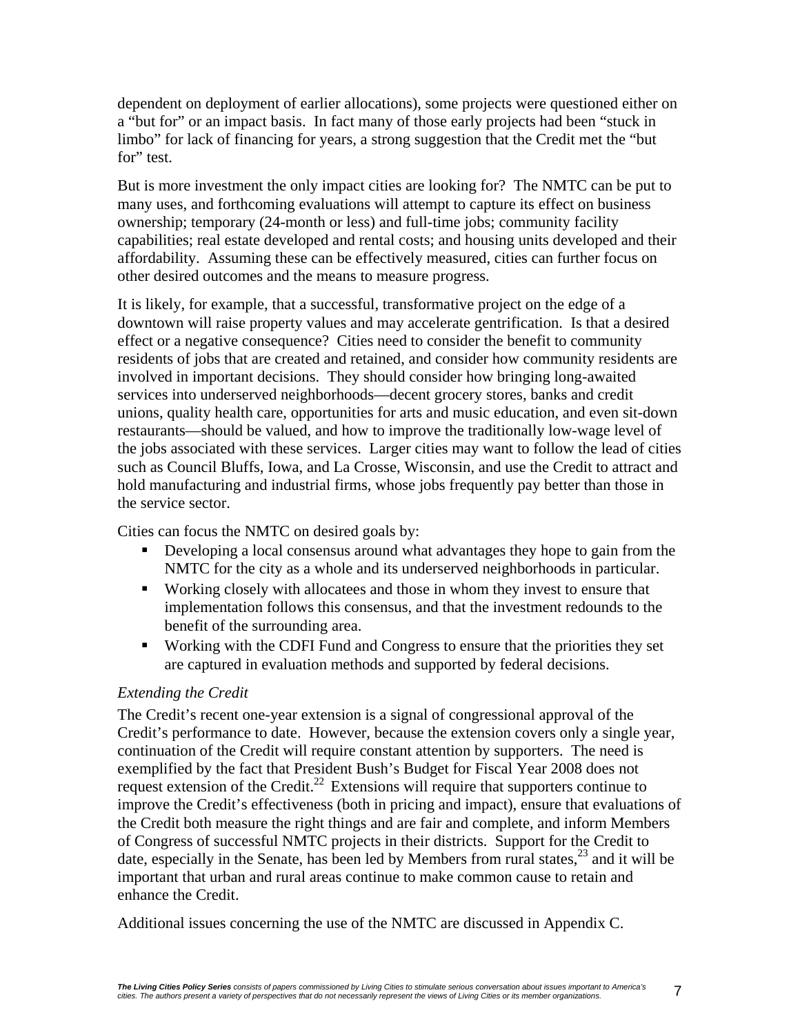dependent on deployment of earlier allocations), some projects were questioned either on a "but for" or an impact basis. In fact many of those early projects had been "stuck in limbo" for lack of financing for years, a strong suggestion that the Credit met the "but for" test.

But is more investment the only impact cities are looking for? The NMTC can be put to many uses, and forthcoming evaluations will attempt to capture its effect on business ownership; temporary (24-month or less) and full-time jobs; community facility capabilities; real estate developed and rental costs; and housing units developed and their affordability. Assuming these can be effectively measured, cities can further focus on other desired outcomes and the means to measure progress.

It is likely, for example, that a successful, transformative project on the edge of a downtown will raise property values and may accelerate gentrification. Is that a desired effect or a negative consequence? Cities need to consider the benefit to community residents of jobs that are created and retained, and consider how community residents are involved in important decisions. They should consider how bringing long-awaited services into underserved neighborhoods—decent grocery stores, banks and credit unions, quality health care, opportunities for arts and music education, and even sit-down restaurants—should be valued, and how to improve the traditionally low-wage level of the jobs associated with these services. Larger cities may want to follow the lead of cities such as Council Bluffs, Iowa, and La Crosse, Wisconsin, and use the Credit to attract and hold manufacturing and industrial firms, whose jobs frequently pay better than those in the service sector.

Cities can focus the NMTC on desired goals by:

- Developing a local consensus around what advantages they hope to gain from the NMTC for the city as a whole and its underserved neighborhoods in particular.
- Working closely with allocatees and those in whom they invest to ensure that implementation follows this consensus, and that the investment redounds to the benefit of the surrounding area.
- Working with the CDFI Fund and Congress to ensure that the priorities they set are captured in evaluation methods and supported by federal decisions.

### *Extending the Credit*

The Credit's recent one-year extension is a signal of congressional approval of the Credit's performance to date. However, because the extension covers only a single year, continuation of the Credit will require constant attention by supporters. The need is exemplified by the fact that President Bush's Budget for Fiscal Year 2008 does not request extension of the Credit.[22] Extensions will require that supporters continue to improve the Credit's effectiveness (both in pricing and impact), ensure that evaluations of the Credit both measure the right things and are fair and complete, and inform Members of Congress of successful NMTC projects in their districts. Support for the Credit to date, especially in the Senate, has been led by Members from rural states,[23] and it will be important that urban and rural areas continue to make common cause to retain and enhance the Credit.

Additional issues concerning the use of the NMTC are discussed in Appendix C.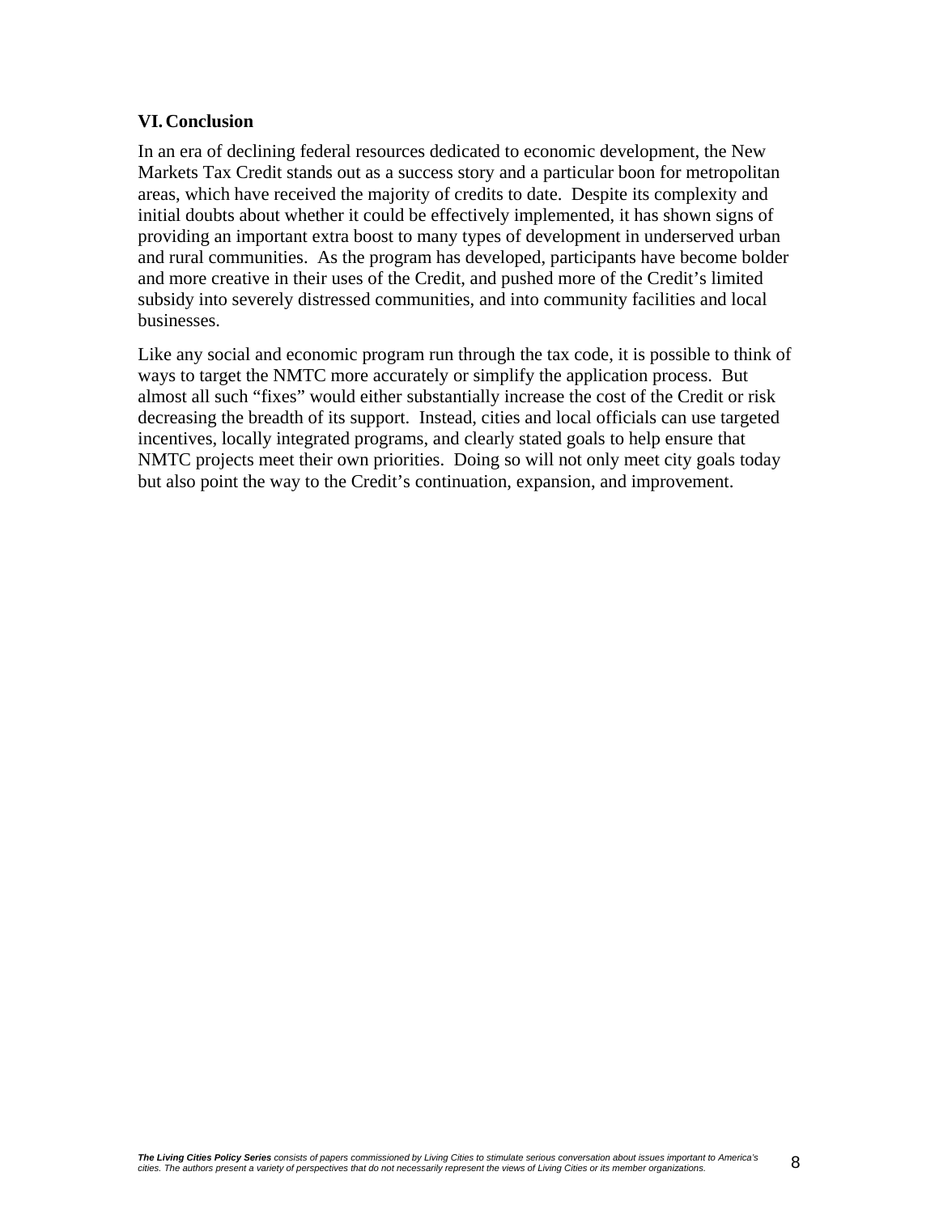## VI. Conclusion

In an era of declining federal resources dedicated to economic development, the New Markets Tax Credit stands out as a success story and a particular boon for metropolitan areas, which have received the majority of credits to date. Despite its complexity and initial doubts about whether it could be effectively implemented, it has shown signs of providing an important extra boost to many types of development in underserved urban and rural communities. As the program has developed, participants have become bolder and more creative in their uses of the Credit, and pushed more of the Credit's limited subsidy into severely distressed communities, and into community facilities and local businesses.

Like any social and economic program run through the tax code, it is possible to think of ways to target the NMTC more accurately or simplify the application process. But almost all such "fixes" would either substantially increase the cost of the Credit or risk decreasing the breadth of its support. Instead, cities and local officials can use targeted incentives, locally integrated programs, and clearly stated goals to help ensure that NMTC projects meet their own priorities. Doing so will not only meet city goals today but also point the way to the Credit's continuation, expansion, and improvement.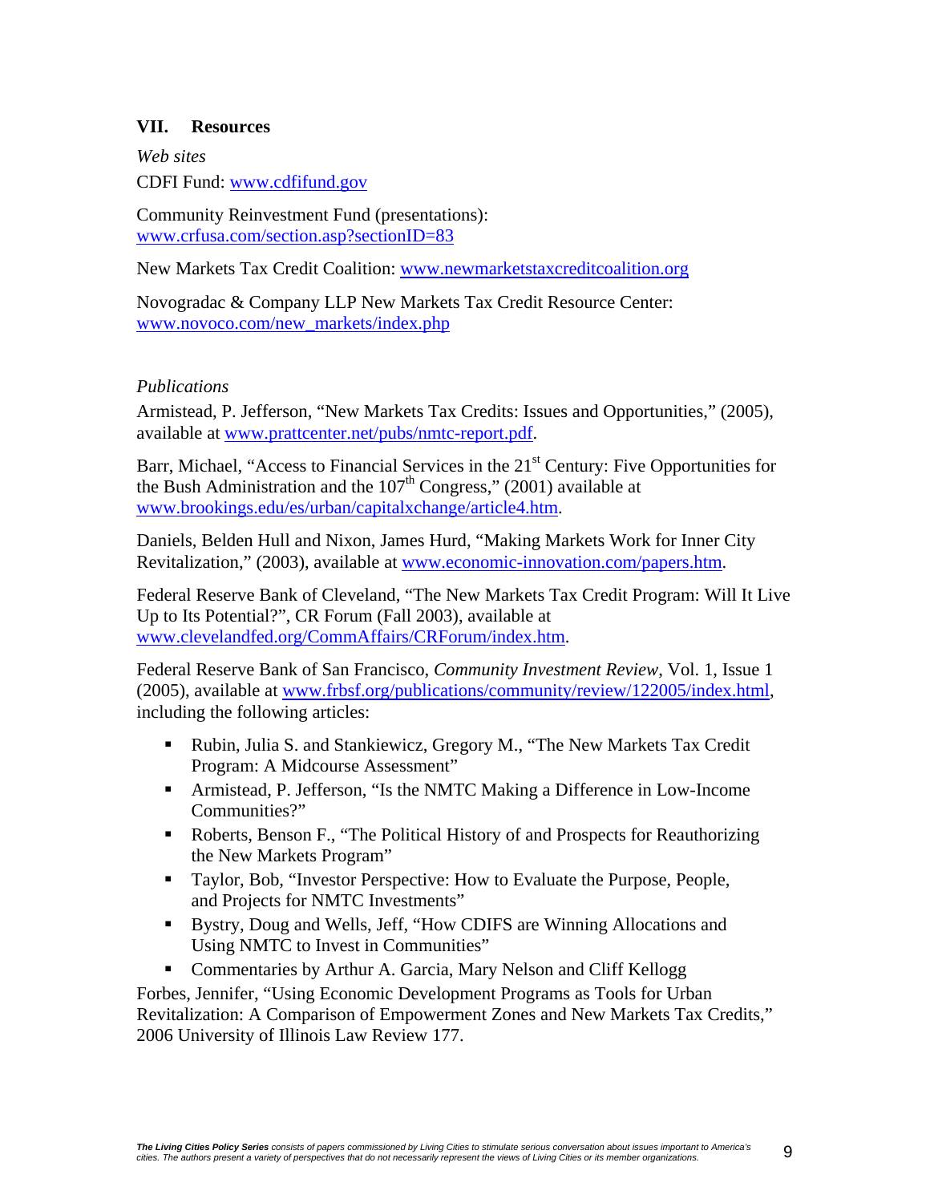## VII. Resources

*Web sites*

CDFI Fund: www.cdfifund.gov

Community Reinvestment Fund (presentations): www.crfusa.com/section.asp?sectionID=83

New Markets Tax Credit Coalition: www.newmarketstaxcreditcoalition.org

Novogradac & Company LLP New Markets Tax Credit Resource Center: www.novoco.com/new_markets/index.php

*Publications*

Armistead, P. Jefferson, "New Markets Tax Credits: Issues and Opportunities," (2005), available at www.prattcenter.net/pubs/nmtc-report.pdf.

Barr, Michael, "Access to Financial Services in the 21st Century: Five Opportunities for the Bush Administration and the 107th Congress," (2001) available at www.brookings.edu/es/urban/capitalxchange/article4.htm.

Daniels, Belden Hull and Nixon, James Hurd, "Making Markets Work for Inner City Revitalization," (2003), available at www.economic-innovation.com/papers.htm.

Federal Reserve Bank of Cleveland, "The New Markets Tax Credit Program: Will It Live Up to Its Potential?", CR Forum (Fall 2003), available at www.clevelandfed.org/CommAffairs/CRForum/index.htm.

Federal Reserve Bank of San Francisco, *Community Investment Review*, Vol. 1, Issue 1 (2005), available at www.frbsf.org/publications/community/review/122005/index.html, including the following articles:

- Rubin, Julia S. and Stankiewicz, Gregory M., "The New Markets Tax Credit Program: A Midcourse Assessment"
- Armistead, P. Jefferson, "Is the NMTC Making a Difference in Low-Income Communities?"
- Roberts, Benson F., "The Political History of and Prospects for Reauthorizing the New Markets Program"
- Taylor, Bob, "Investor Perspective: How to Evaluate the Purpose, People, and Projects for NMTC Investments"
- Bystry, Doug and Wells, Jeff, "How CDIFS are Winning Allocations and Using NMTC to Invest in Communities"
- Commentaries by Arthur A. Garcia, Mary Nelson and Cliff Kellogg

Forbes, Jennifer, "Using Economic Development Programs as Tools for Urban Revitalization: A Comparison of Empowerment Zones and New Markets Tax Credits," 2006 University of Illinois Law Review 177.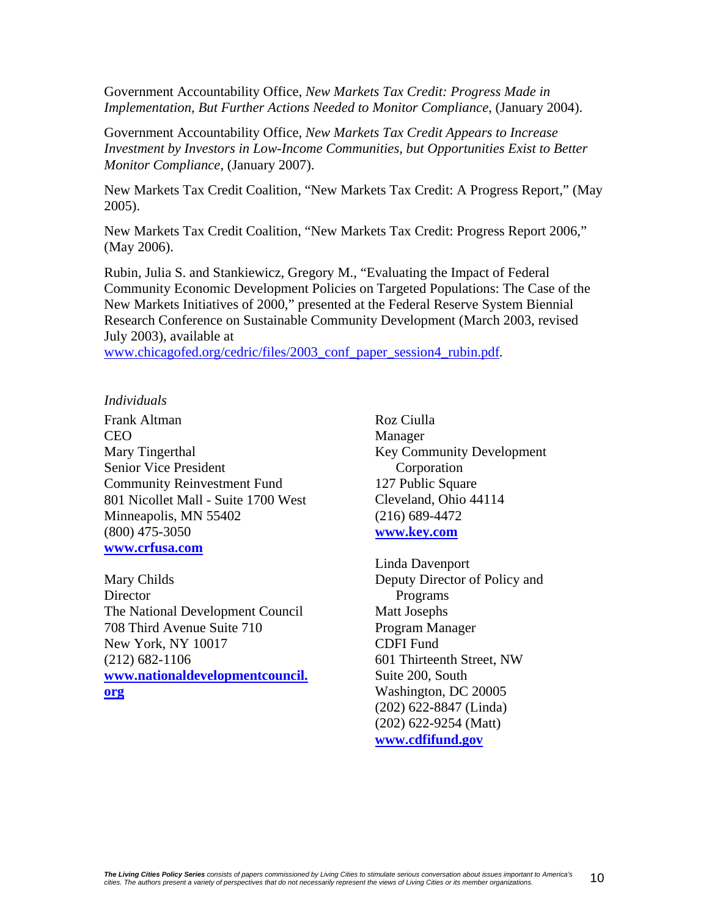Government Accountability Office, *New Markets Tax Credit: Progress Made in Implementation, But Further Actions Needed to Monitor Compliance*, (January 2004).

Government Accountability Office, *New Markets Tax Credit Appears to Increase Investment by Investors in Low-Income Communities, but Opportunities Exist to Better Monitor Compliance*, (January 2007).

New Markets Tax Credit Coalition, "New Markets Tax Credit: A Progress Report," (May 2005).

New Markets Tax Credit Coalition, "New Markets Tax Credit: Progress Report 2006," (May 2006).

Rubin, Julia S. and Stankiewicz, Gregory M., "Evaluating the Impact of Federal Community Economic Development Policies on Targeted Populations: The Case of the New Markets Initiatives of 2000," presented at the Federal Reserve System Biennial Research Conference on Sustainable Community Development (March 2003, revised July 2003), available at www.chicagofed.org/cedric/files/2003_conf_paper_session4_rubin.pdf.

*Individuals*

Frank Altman
CEO
Mary Tingerthal
Senior Vice President
Community Reinvestment Fund
801 Nicollet Mall - Suite 1700 West
Minneapolis, MN 55402
(800) 475-3050
**www.crfusa.com**

Mary Childs
Director
The National Development Council
708 Third Avenue Suite 710
New York, NY 10017
(212) 682-1106
**www.nationaldevelopmentcouncil.org**

Roz Ciulla
Manager
Key Community Development Corporation
127 Public Square
Cleveland, Ohio 44114
(216) 689-4472
**www.key.com**

Linda Davenport
Deputy Director of Policy and Programs
Matt Josephs
Program Manager
CDFI Fund
601 Thirteenth Street, NW
Suite 200, South
Washington, DC 20005
(202) 622-8847 (Linda)
(202) 622-9254 (Matt)
**www.cdfifund.gov**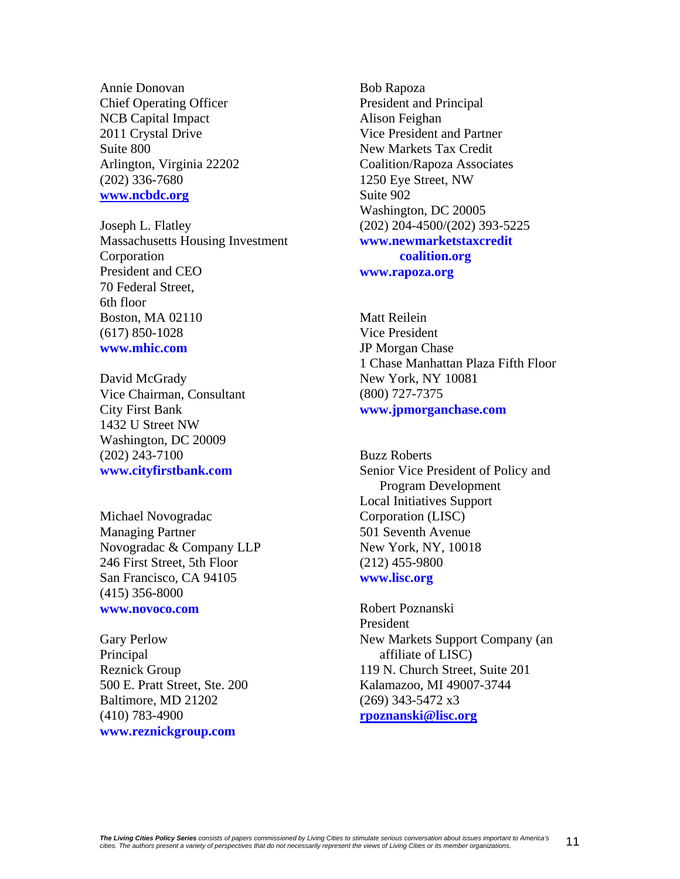Annie Donovan
Chief Operating Officer
NCB Capital Impact
2011 Crystal Drive
Suite 800
Arlington, Virginia 22202
(202) 336-7680
**www.ncbdc.org**

Joseph L. Flatley
Massachusetts Housing Investment Corporation
President and CEO
70 Federal Street,
6th floor
Boston, MA 02110
(617) 850-1028
**www.mhic.com**

David McGrady
Vice Chairman, Consultant
City First Bank
1432 U Street NW
Washington, DC 20009
(202) 243-7100
**www.cityfirstbank.com**

Michael Novogradac
Managing Partner
Novogradac & Company LLP
246 First Street, 5th Floor
San Francisco, CA 94105
(415) 356-8000
**www.novoco.com**

Gary Perlow
Principal
Reznick Group
500 E. Pratt Street, Ste. 200
Baltimore, MD 21202
(410) 783-4900
**www.reznickgroup.com**

Bob Rapoza
President and Principal
Alison Feighan
Vice President and Partner
New Markets Tax Credit Coalition/Rapoza Associates
1250 Eye Street, NW
Suite 902
Washington, DC 20005
(202) 204-4500/(202) 393-5225
**www.newmarketstaxcreditcoalition.org**
**www.rapoza.org**

Matt Reilein
Vice President
JP Morgan Chase
1 Chase Manhattan Plaza Fifth Floor
New York, NY 10081
(800) 727-7375
**www.jpmorganchase.com**

Buzz Roberts
Senior Vice President of Policy and Program Development
Local Initiatives Support Corporation (LISC)
501 Seventh Avenue
New York, NY, 10018
(212) 455-9800
**www.lisc.org**

Robert Poznanski
President
New Markets Support Company (an affiliate of LISC)
119 N. Church Street, Suite 201
Kalamazoo, MI 49007-3744
(269) 343-5472 x3
**rpoznanski@lisc.org**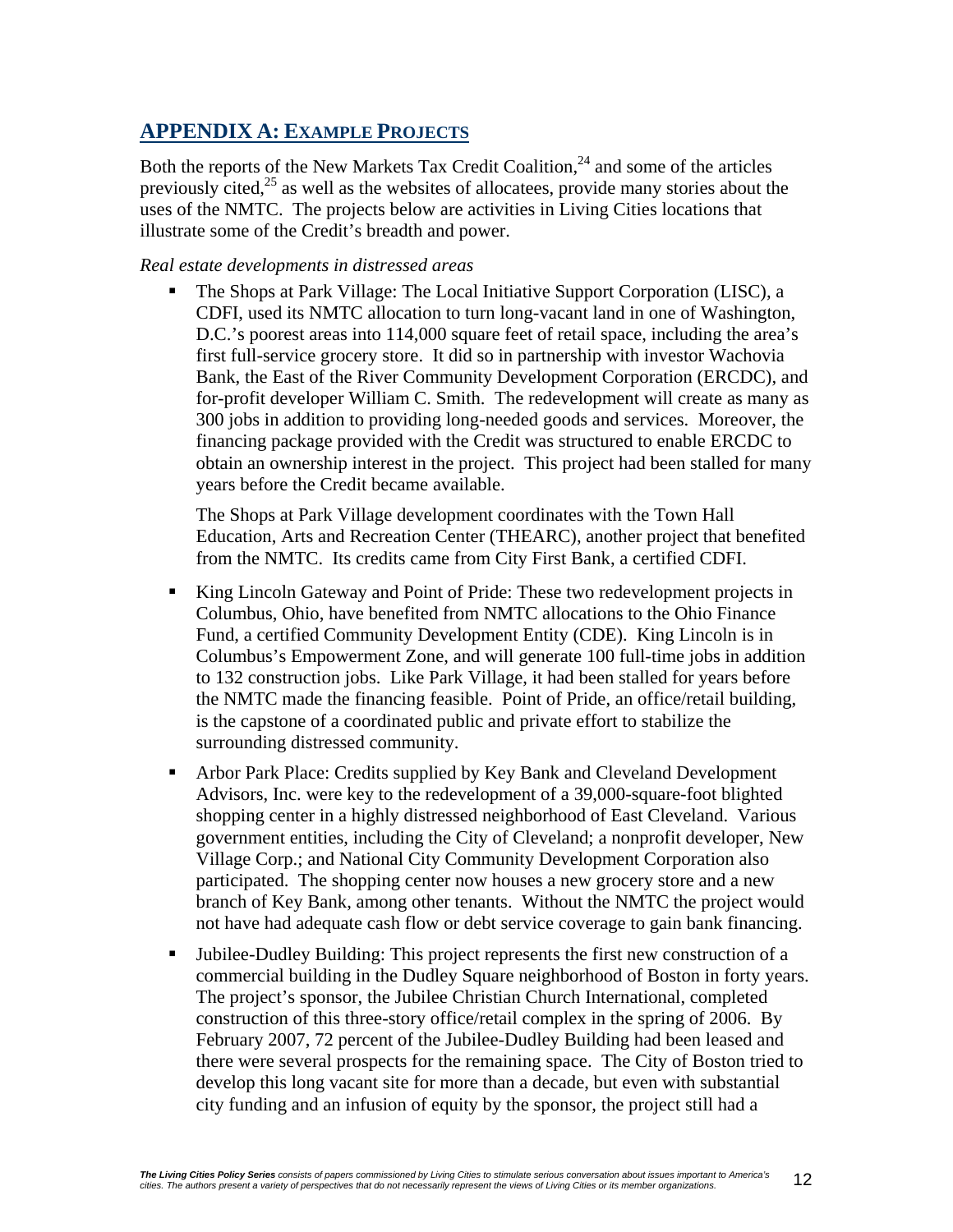## APPENDIX A: EXAMPLE PROJECTS

Both the reports of the New Markets Tax Credit Coalition,[24] and some of the articles previously cited,[25] as well as the websites of allocatees, provide many stories about the uses of the NMTC. The projects below are activities in Living Cities locations that illustrate some of the Credit's breadth and power.

*Real estate developments in distressed areas*

- The Shops at Park Village: The Local Initiative Support Corporation (LISC), a CDFI, used its NMTC allocation to turn long-vacant land in one of Washington, D.C.'s poorest areas into 114,000 square feet of retail space, including the area's first full-service grocery store. It did so in partnership with investor Wachovia Bank, the East of the River Community Development Corporation (ERCDC), and for-profit developer William C. Smith. The redevelopment will create as many as 300 jobs in addition to providing long-needed goods and services. Moreover, the financing package provided with the Credit was structured to enable ERCDC to obtain an ownership interest in the project. This project had been stalled for many years before the Credit became available.

  The Shops at Park Village development coordinates with the Town Hall Education, Arts and Recreation Center (THEARC), another project that benefited from the NMTC. Its credits came from City First Bank, a certified CDFI.

- King Lincoln Gateway and Point of Pride: These two redevelopment projects in Columbus, Ohio, have benefited from NMTC allocations to the Ohio Finance Fund, a certified Community Development Entity (CDE). King Lincoln is in Columbus's Empowerment Zone, and will generate 100 full-time jobs in addition to 132 construction jobs. Like Park Village, it had been stalled for years before the NMTC made the financing feasible. Point of Pride, an office/retail building, is the capstone of a coordinated public and private effort to stabilize the surrounding distressed community.

- Arbor Park Place: Credits supplied by Key Bank and Cleveland Development Advisors, Inc. were key to the redevelopment of a 39,000-square-foot blighted shopping center in a highly distressed neighborhood of East Cleveland. Various government entities, including the City of Cleveland; a nonprofit developer, New Village Corp.; and National City Community Development Corporation also participated. The shopping center now houses a new grocery store and a new branch of Key Bank, among other tenants. Without the NMTC the project would not have had adequate cash flow or debt service coverage to gain bank financing.

- Jubilee-Dudley Building: This project represents the first new construction of a commercial building in the Dudley Square neighborhood of Boston in forty years. The project's sponsor, the Jubilee Christian Church International, completed construction of this three-story office/retail complex in the spring of 2006. By February 2007, 72 percent of the Jubilee-Dudley Building had been leased and there were several prospects for the remaining space. The City of Boston tried to develop this long vacant site for more than a decade, but even with substantial city funding and an infusion of equity by the sponsor, the project still had a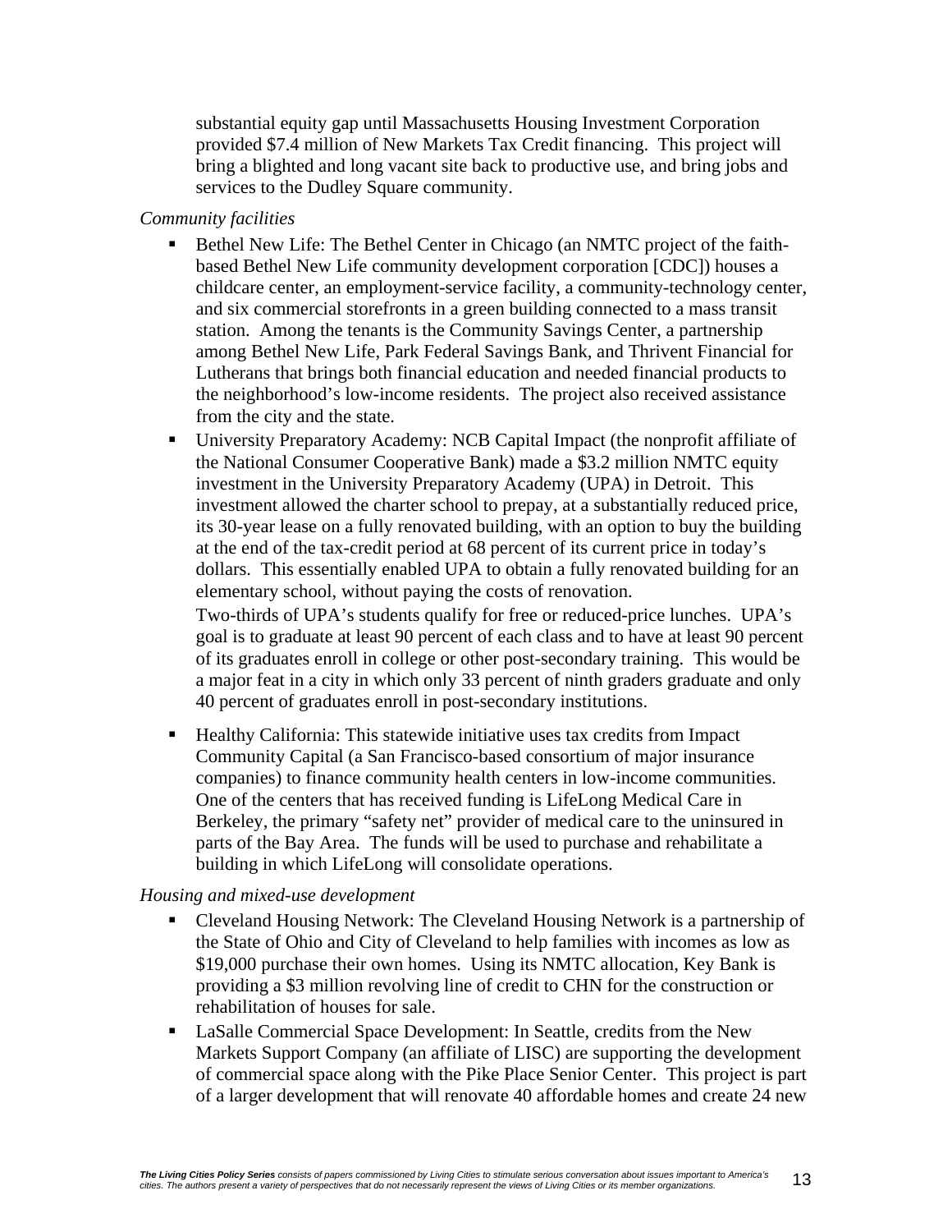substantial equity gap until Massachusetts Housing Investment Corporation provided $7.4 million of New Markets Tax Credit financing. This project will bring a blighted and long vacant site back to productive use, and bring jobs and services to the Dudley Square community.

*Community facilities*

- Bethel New Life: The Bethel Center in Chicago (an NMTC project of the faith-based Bethel New Life community development corporation [CDC]) houses a childcare center, an employment-service facility, a community-technology center, and six commercial storefronts in a green building connected to a mass transit station. Among the tenants is the Community Savings Center, a partnership among Bethel New Life, Park Federal Savings Bank, and Thrivent Financial for Lutherans that brings both financial education and needed financial products to the neighborhood's low-income residents. The project also received assistance from the city and the state.
- University Preparatory Academy: NCB Capital Impact (the nonprofit affiliate of the National Consumer Cooperative Bank) made a $3.2 million NMTC equity investment in the University Preparatory Academy (UPA) in Detroit. This investment allowed the charter school to prepay, at a substantially reduced price, its 30-year lease on a fully renovated building, with an option to buy the building at the end of the tax-credit period at 68 percent of its current price in today's dollars. This essentially enabled UPA to obtain a fully renovated building for an elementary school, without paying the costs of renovation.

  Two-thirds of UPA's students qualify for free or reduced-price lunches. UPA's goal is to graduate at least 90 percent of each class and to have at least 90 percent of its graduates enroll in college or other post-secondary training. This would be a major feat in a city in which only 33 percent of ninth graders graduate and only 40 percent of graduates enroll in post-secondary institutions.

- Healthy California: This statewide initiative uses tax credits from Impact Community Capital (a San Francisco-based consortium of major insurance companies) to finance community health centers in low-income communities. One of the centers that has received funding is LifeLong Medical Care in Berkeley, the primary "safety net" provider of medical care to the uninsured in parts of the Bay Area. The funds will be used to purchase and rehabilitate a building in which LifeLong will consolidate operations.

*Housing and mixed-use development*

- Cleveland Housing Network: The Cleveland Housing Network is a partnership of the State of Ohio and City of Cleveland to help families with incomes as low as $19,000 purchase their own homes. Using its NMTC allocation, Key Bank is providing a $3 million revolving line of credit to CHN for the construction or rehabilitation of houses for sale.
- LaSalle Commercial Space Development: In Seattle, credits from the New Markets Support Company (an affiliate of LISC) are supporting the development of commercial space along with the Pike Place Senior Center. This project is part of a larger development that will renovate 40 affordable homes and create 24 new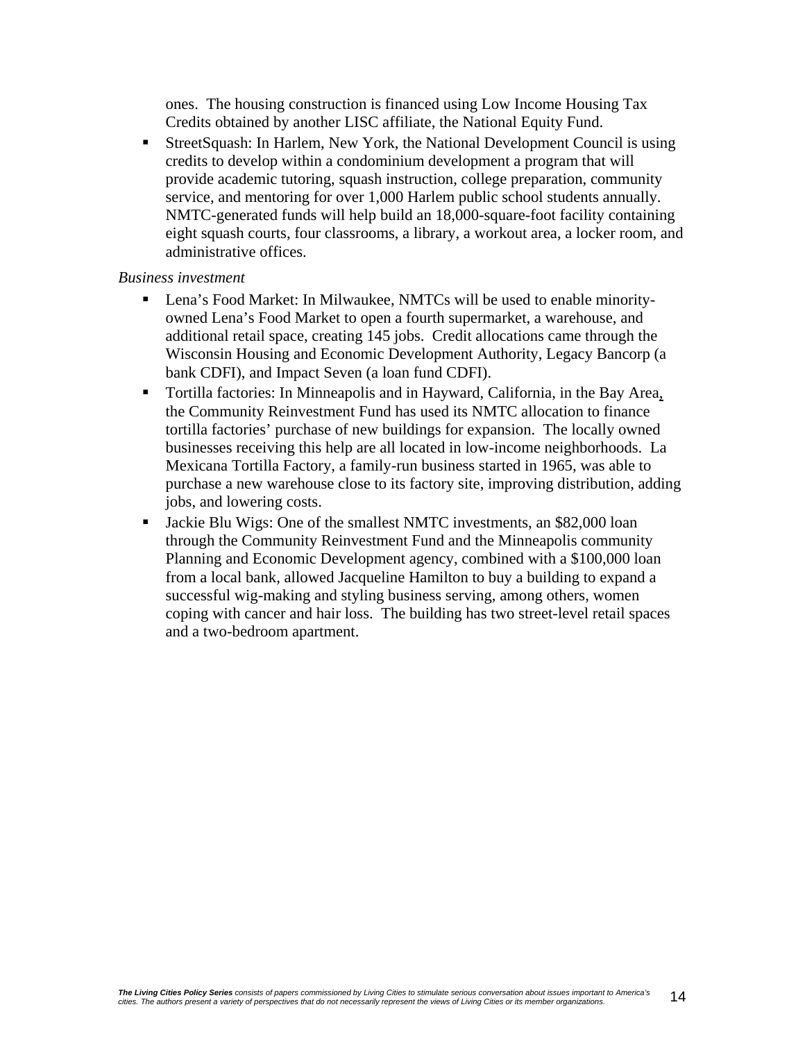ones. The housing construction is financed using Low Income Housing Tax Credits obtained by another LISC affiliate, the National Equity Fund.

- StreetSquash: In Harlem, New York, the National Development Council is using credits to develop within a condominium development a program that will provide academic tutoring, squash instruction, college preparation, community service, and mentoring for over 1,000 Harlem public school students annually. NMTC-generated funds will help build an 18,000-square-foot facility containing eight squash courts, four classrooms, a library, a workout area, a locker room, and administrative offices.

*Business investment*

- Lena's Food Market: In Milwaukee, NMTCs will be used to enable minority-owned Lena's Food Market to open a fourth supermarket, a warehouse, and additional retail space, creating 145 jobs. Credit allocations came through the Wisconsin Housing and Economic Development Authority, Legacy Bancorp (a bank CDFI), and Impact Seven (a loan fund CDFI).
- Tortilla factories: In Minneapolis and in Hayward, California, in the Bay Area, the Community Reinvestment Fund has used its NMTC allocation to finance tortilla factories' purchase of new buildings for expansion. The locally owned businesses receiving this help are all located in low-income neighborhoods. La Mexicana Tortilla Factory, a family-run business started in 1965, was able to purchase a new warehouse close to its factory site, improving distribution, adding jobs, and lowering costs.
- Jackie Blu Wigs: One of the smallest NMTC investments, an $82,000 loan through the Community Reinvestment Fund and the Minneapolis community Planning and Economic Development agency, combined with a $100,000 loan from a local bank, allowed Jacqueline Hamilton to buy a building to expand a successful wig-making and styling business serving, among others, women coping with cancer and hair loss. The building has two street-level retail spaces and a two-bedroom apartment.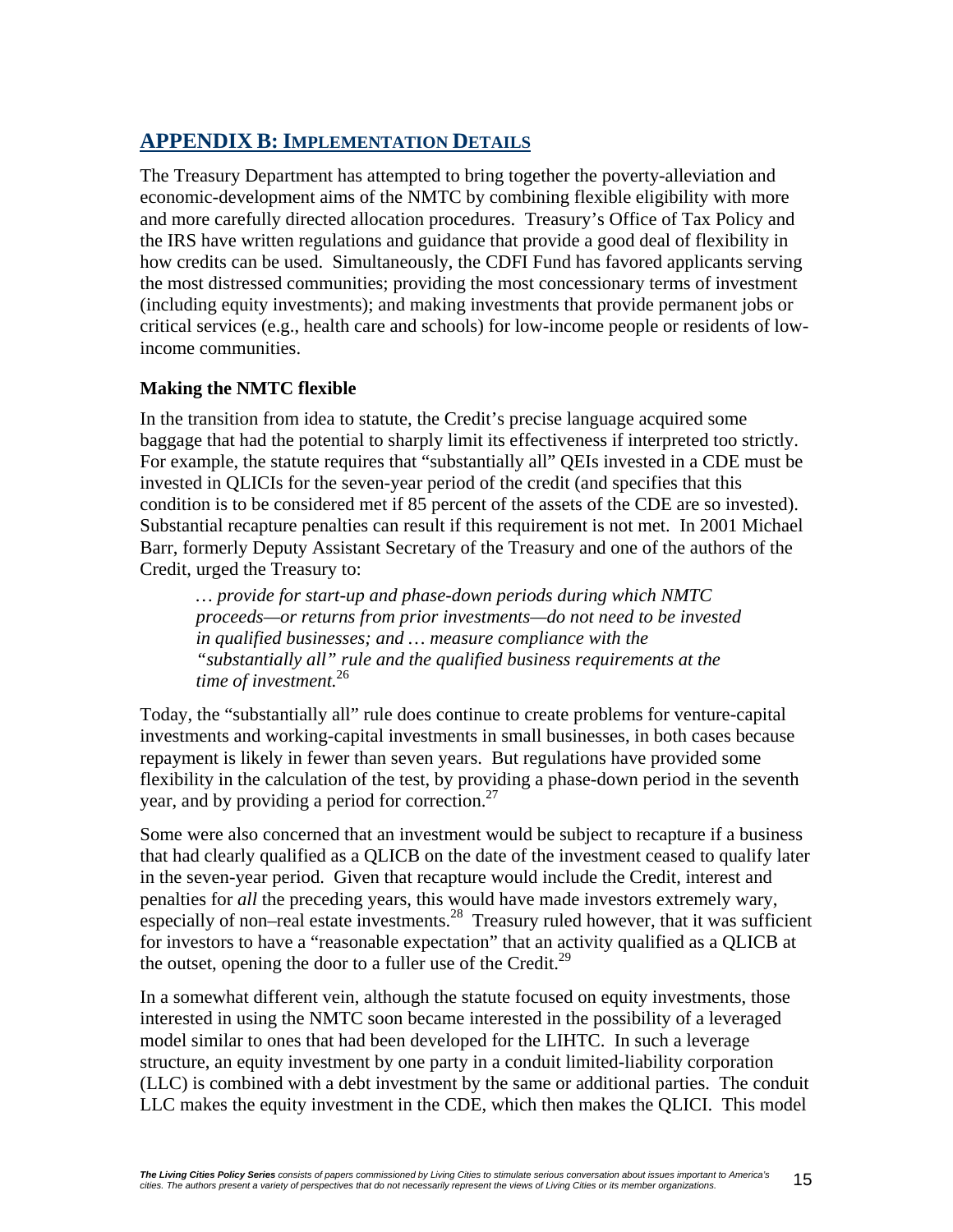## APPENDIX B: IMPLEMENTATION DETAILS

The Treasury Department has attempted to bring together the poverty-alleviation and economic-development aims of the NMTC by combining flexible eligibility with more and more carefully directed allocation procedures. Treasury's Office of Tax Policy and the IRS have written regulations and guidance that provide a good deal of flexibility in how credits can be used. Simultaneously, the CDFI Fund has favored applicants serving the most distressed communities; providing the most concessionary terms of investment (including equity investments); and making investments that provide permanent jobs or critical services (e.g., health care and schools) for low-income people or residents of low-income communities.

### Making the NMTC flexible

In the transition from idea to statute, the Credit's precise language acquired some baggage that had the potential to sharply limit its effectiveness if interpreted too strictly. For example, the statute requires that "substantially all" QEIs invested in a CDE must be invested in QLICIs for the seven-year period of the credit (and specifies that this condition is to be considered met if 85 percent of the assets of the CDE are so invested). Substantial recapture penalties can result if this requirement is not met. In 2001 Michael Barr, formerly Deputy Assistant Secretary of the Treasury and one of the authors of the Credit, urged the Treasury to:

> *… provide for start-up and phase-down periods during which NMTC proceeds—or returns from prior investments—do not need to be invested in qualified businesses; and … measure compliance with the "substantially all" rule and the qualified business requirements at the time of investment.*[26]

Today, the "substantially all" rule does continue to create problems for venture-capital investments and working-capital investments in small businesses, in both cases because repayment is likely in fewer than seven years. But regulations have provided some flexibility in the calculation of the test, by providing a phase-down period in the seventh year, and by providing a period for correction.[27]

Some were also concerned that an investment would be subject to recapture if a business that had clearly qualified as a QLICB on the date of the investment ceased to qualify later in the seven-year period. Given that recapture would include the Credit, interest and penalties for *all* the preceding years, this would have made investors extremely wary, especially of non–real estate investments.[28] Treasury ruled however, that it was sufficient for investors to have a "reasonable expectation" that an activity qualified as a QLICB at the outset, opening the door to a fuller use of the Credit.[29]

In a somewhat different vein, although the statute focused on equity investments, those interested in using the NMTC soon became interested in the possibility of a leveraged model similar to ones that had been developed for the LIHTC. In such a leverage structure, an equity investment by one party in a conduit limited-liability corporation (LLC) is combined with a debt investment by the same or additional parties. The conduit LLC makes the equity investment in the CDE, which then makes the QLICI. This model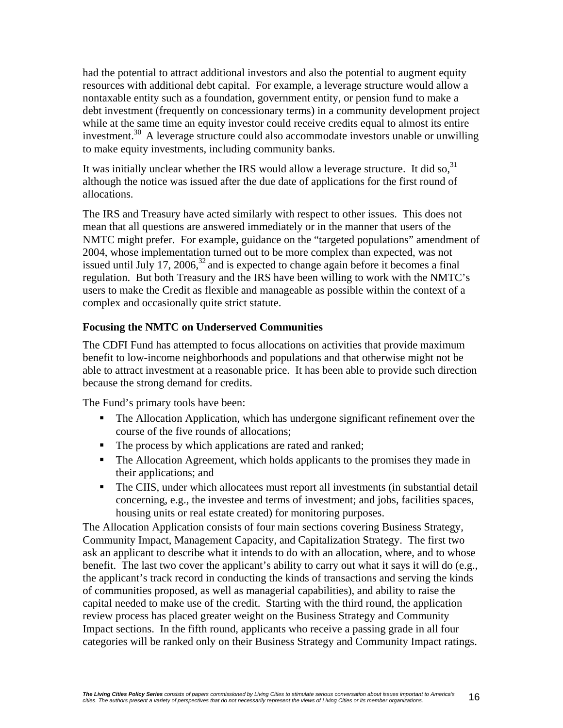had the potential to attract additional investors and also the potential to augment equity resources with additional debt capital. For example, a leverage structure would allow a nontaxable entity such as a foundation, government entity, or pension fund to make a debt investment (frequently on concessionary terms) in a community development project while at the same time an equity investor could receive credits equal to almost its entire investment.[30] A leverage structure could also accommodate investors unable or unwilling to make equity investments, including community banks.

It was initially unclear whether the IRS would allow a leverage structure. It did so,[31] although the notice was issued after the due date of applications for the first round of allocations.

The IRS and Treasury have acted similarly with respect to other issues. This does not mean that all questions are answered immediately or in the manner that users of the NMTC might prefer. For example, guidance on the "targeted populations" amendment of 2004, whose implementation turned out to be more complex than expected, was not issued until July 17, 2006,[32] and is expected to change again before it becomes a final regulation. But both Treasury and the IRS have been willing to work with the NMTC's users to make the Credit as flexible and manageable as possible within the context of a complex and occasionally quite strict statute.

### Focusing the NMTC on Underserved Communities

The CDFI Fund has attempted to focus allocations on activities that provide maximum benefit to low-income neighborhoods and populations and that otherwise might not be able to attract investment at a reasonable price. It has been able to provide such direction because the strong demand for credits.

The Fund's primary tools have been:

- The Allocation Application, which has undergone significant refinement over the course of the five rounds of allocations;
- The process by which applications are rated and ranked;
- The Allocation Agreement, which holds applicants to the promises they made in their applications; and
- The CIIS, under which allocatees must report all investments (in substantial detail concerning, e.g., the investee and terms of investment; and jobs, facilities spaces, housing units or real estate created) for monitoring purposes.

The Allocation Application consists of four main sections covering Business Strategy, Community Impact, Management Capacity, and Capitalization Strategy. The first two ask an applicant to describe what it intends to do with an allocation, where, and to whose benefit. The last two cover the applicant's ability to carry out what it says it will do (e.g., the applicant's track record in conducting the kinds of transactions and serving the kinds of communities proposed, as well as managerial capabilities), and ability to raise the capital needed to make use of the credit. Starting with the third round, the application review process has placed greater weight on the Business Strategy and Community Impact sections. In the fifth round, applicants who receive a passing grade in all four categories will be ranked only on their Business Strategy and Community Impact ratings.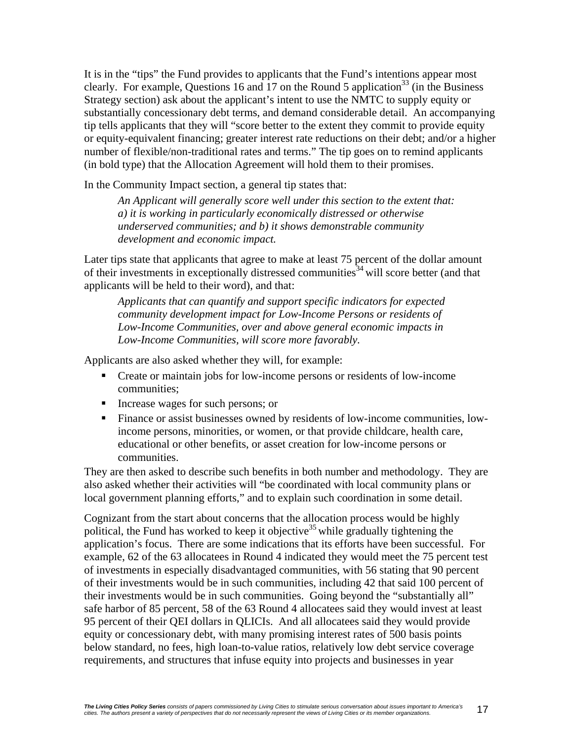It is in the "tips" the Fund provides to applicants that the Fund's intentions appear most clearly. For example, Questions 16 and 17 on the Round 5 application[33] (in the Business Strategy section) ask about the applicant's intent to use the NMTC to supply equity or substantially concessionary debt terms, and demand considerable detail. An accompanying tip tells applicants that they will "score better to the extent they commit to provide equity or equity-equivalent financing; greater interest rate reductions on their debt; and/or a higher number of flexible/non-traditional rates and terms." The tip goes on to remind applicants (in bold type) that the Allocation Agreement will hold them to their promises.

In the Community Impact section, a general tip states that:

> *An Applicant will generally score well under this section to the extent that: a) it is working in particularly economically distressed or otherwise underserved communities; and b) it shows demonstrable community development and economic impact.*

Later tips state that applicants that agree to make at least 75 percent of the dollar amount of their investments in exceptionally distressed communities[34] will score better (and that applicants will be held to their word), and that:

> *Applicants that can quantify and support specific indicators for expected community development impact for Low-Income Persons or residents of Low-Income Communities, over and above general economic impacts in Low-Income Communities, will score more favorably.*

Applicants are also asked whether they will, for example:

- Create or maintain jobs for low-income persons or residents of low-income communities;
- Increase wages for such persons; or
- Finance or assist businesses owned by residents of low-income communities, low-income persons, minorities, or women, or that provide childcare, health care, educational or other benefits, or asset creation for low-income persons or communities.

They are then asked to describe such benefits in both number and methodology. They are also asked whether their activities will "be coordinated with local community plans or local government planning efforts," and to explain such coordination in some detail.

Cognizant from the start about concerns that the allocation process would be highly political, the Fund has worked to keep it objective[35] while gradually tightening the application's focus. There are some indications that its efforts have been successful. For example, 62 of the 63 allocatees in Round 4 indicated they would meet the 75 percent test of investments in especially disadvantaged communities, with 56 stating that 90 percent of their investments would be in such communities, including 42 that said 100 percent of their investments would be in such communities. Going beyond the "substantially all" safe harbor of 85 percent, 58 of the 63 Round 4 allocatees said they would invest at least 95 percent of their QEI dollars in QLICIs. And all allocatees said they would provide equity or concessionary debt, with many promising interest rates of 500 basis points below standard, no fees, high loan-to-value ratios, relatively low debt service coverage requirements, and structures that infuse equity into projects and businesses in year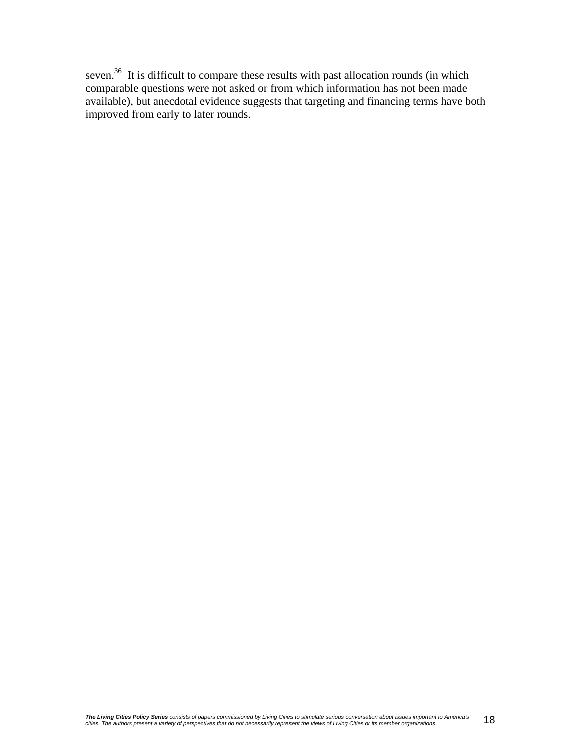seven.[36] It is difficult to compare these results with past allocation rounds (in which comparable questions were not asked or from which information has not been made available), but anecdotal evidence suggests that targeting and financing terms have both improved from early to later rounds.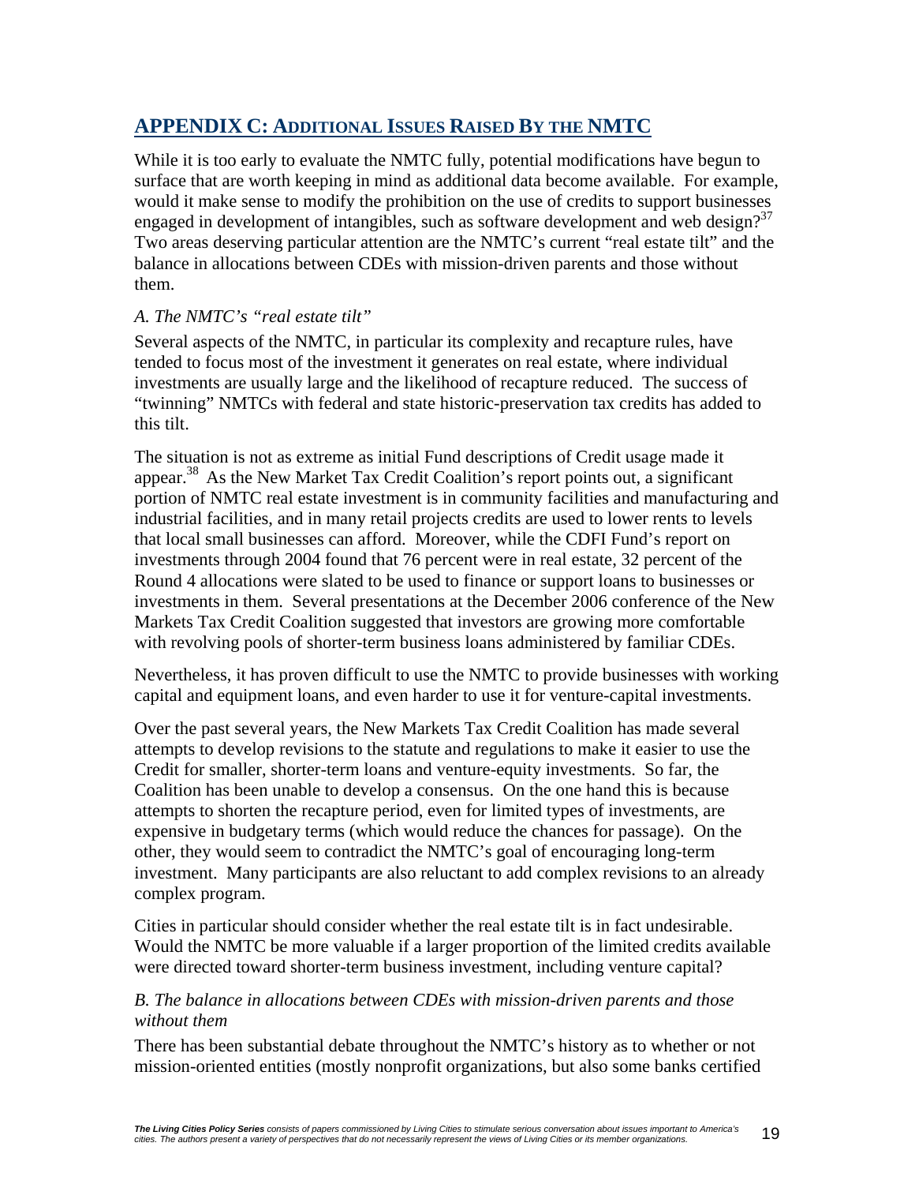## APPENDIX C: ADDITIONAL ISSUES RAISED BY THE NMTC

While it is too early to evaluate the NMTC fully, potential modifications have begun to surface that are worth keeping in mind as additional data become available. For example, would it make sense to modify the prohibition on the use of credits to support businesses engaged in development of intangibles, such as software development and web design?[37] Two areas deserving particular attention are the NMTC's current "real estate tilt" and the balance in allocations between CDEs with mission-driven parents and those without them.

### *A. The NMTC's "real estate tilt"*

Several aspects of the NMTC, in particular its complexity and recapture rules, have tended to focus most of the investment it generates on real estate, where individual investments are usually large and the likelihood of recapture reduced. The success of "twinning" NMTCs with federal and state historic-preservation tax credits has added to this tilt.

The situation is not as extreme as initial Fund descriptions of Credit usage made it appear.[38] As the New Market Tax Credit Coalition's report points out, a significant portion of NMTC real estate investment is in community facilities and manufacturing and industrial facilities, and in many retail projects credits are used to lower rents to levels that local small businesses can afford. Moreover, while the CDFI Fund's report on investments through 2004 found that 76 percent were in real estate, 32 percent of the Round 4 allocations were slated to be used to finance or support loans to businesses or investments in them. Several presentations at the December 2006 conference of the New Markets Tax Credit Coalition suggested that investors are growing more comfortable with revolving pools of shorter-term business loans administered by familiar CDEs.

Nevertheless, it has proven difficult to use the NMTC to provide businesses with working capital and equipment loans, and even harder to use it for venture-capital investments.

Over the past several years, the New Markets Tax Credit Coalition has made several attempts to develop revisions to the statute and regulations to make it easier to use the Credit for smaller, shorter-term loans and venture-equity investments. So far, the Coalition has been unable to develop a consensus. On the one hand this is because attempts to shorten the recapture period, even for limited types of investments, are expensive in budgetary terms (which would reduce the chances for passage). On the other, they would seem to contradict the NMTC's goal of encouraging long-term investment. Many participants are also reluctant to add complex revisions to an already complex program.

Cities in particular should consider whether the real estate tilt is in fact undesirable. Would the NMTC be more valuable if a larger proportion of the limited credits available were directed toward shorter-term business investment, including venture capital?

### *B. The balance in allocations between CDEs with mission-driven parents and those without them*

There has been substantial debate throughout the NMTC's history as to whether or not mission-oriented entities (mostly nonprofit organizations, but also some banks certified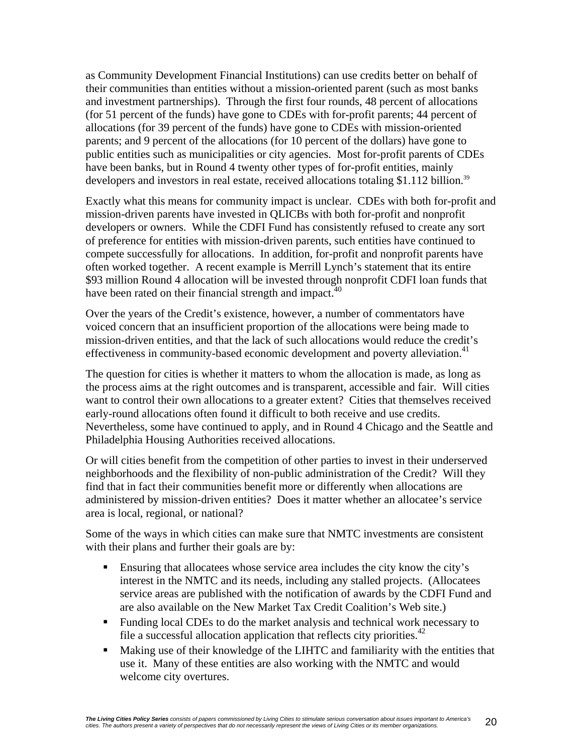as Community Development Financial Institutions) can use credits better on behalf of their communities than entities without a mission-oriented parent (such as most banks and investment partnerships). Through the first four rounds, 48 percent of allocations (for 51 percent of the funds) have gone to CDEs with for-profit parents; 44 percent of allocations (for 39 percent of the funds) have gone to CDEs with mission-oriented parents; and 9 percent of the allocations (for 10 percent of the dollars) have gone to public entities such as municipalities or city agencies. Most for-profit parents of CDEs have been banks, but in Round 4 twenty other types of for-profit entities, mainly developers and investors in real estate, received allocations totaling $1.112 billion.[39]

Exactly what this means for community impact is unclear. CDEs with both for-profit and mission-driven parents have invested in QLICBs with both for-profit and nonprofit developers or owners. While the CDFI Fund has consistently refused to create any sort of preference for entities with mission-driven parents, such entities have continued to compete successfully for allocations. In addition, for-profit and nonprofit parents have often worked together. A recent example is Merrill Lynch's statement that its entire $93 million Round 4 allocation will be invested through nonprofit CDFI loan funds that have been rated on their financial strength and impact.[40]

Over the years of the Credit's existence, however, a number of commentators have voiced concern that an insufficient proportion of the allocations were being made to mission-driven entities, and that the lack of such allocations would reduce the credit's effectiveness in community-based economic development and poverty alleviation.[41]

The question for cities is whether it matters to whom the allocation is made, as long as the process aims at the right outcomes and is transparent, accessible and fair. Will cities want to control their own allocations to a greater extent? Cities that themselves received early-round allocations often found it difficult to both receive and use credits. Nevertheless, some have continued to apply, and in Round 4 Chicago and the Seattle and Philadelphia Housing Authorities received allocations.

Or will cities benefit from the competition of other parties to invest in their underserved neighborhoods and the flexibility of non-public administration of the Credit? Will they find that in fact their communities benefit more or differently when allocations are administered by mission-driven entities? Does it matter whether an allocatee's service area is local, regional, or national?

Some of the ways in which cities can make sure that NMTC investments are consistent with their plans and further their goals are by:

- Ensuring that allocatees whose service area includes the city know the city's interest in the NMTC and its needs, including any stalled projects. (Allocatees service areas are published with the notification of awards by the CDFI Fund and are also available on the New Market Tax Credit Coalition's Web site.)
- Funding local CDEs to do the market analysis and technical work necessary to file a successful allocation application that reflects city priorities.[42]
- Making use of their knowledge of the LIHTC and familiarity with the entities that use it. Many of these entities are also working with the NMTC and would welcome city overtures.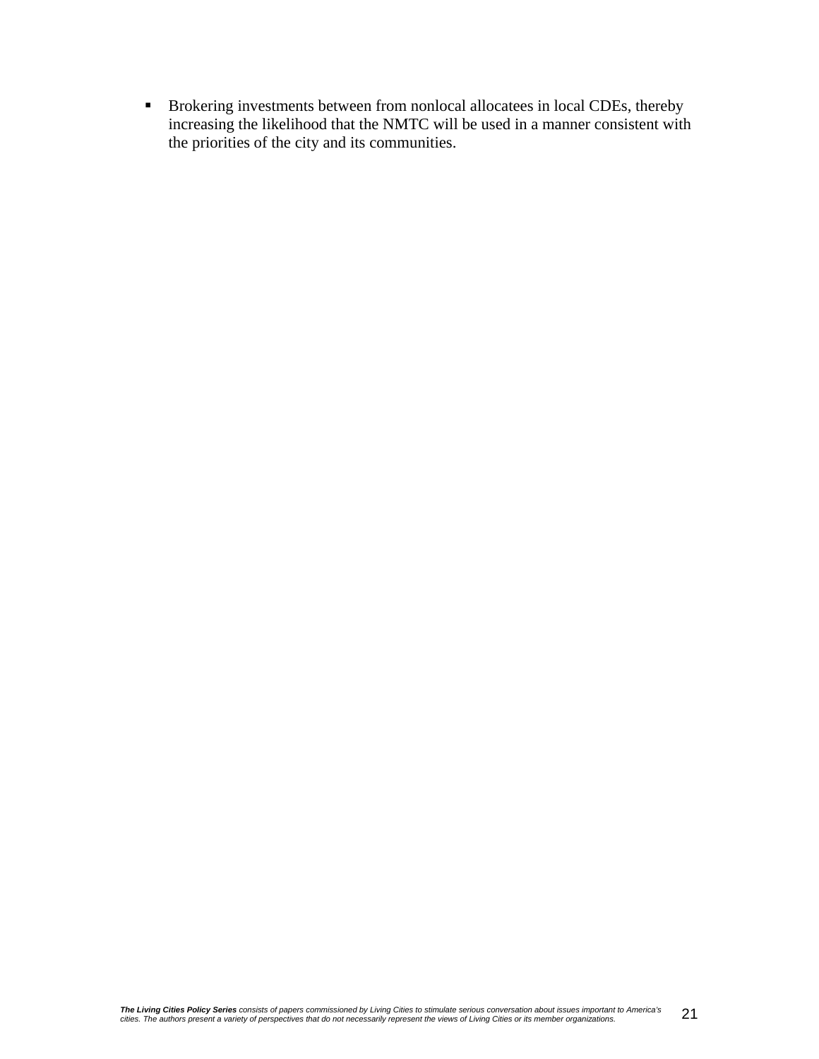- Brokering investments between from nonlocal allocatees in local CDEs, thereby increasing the likelihood that the NMTC will be used in a manner consistent with the priorities of the city and its communities.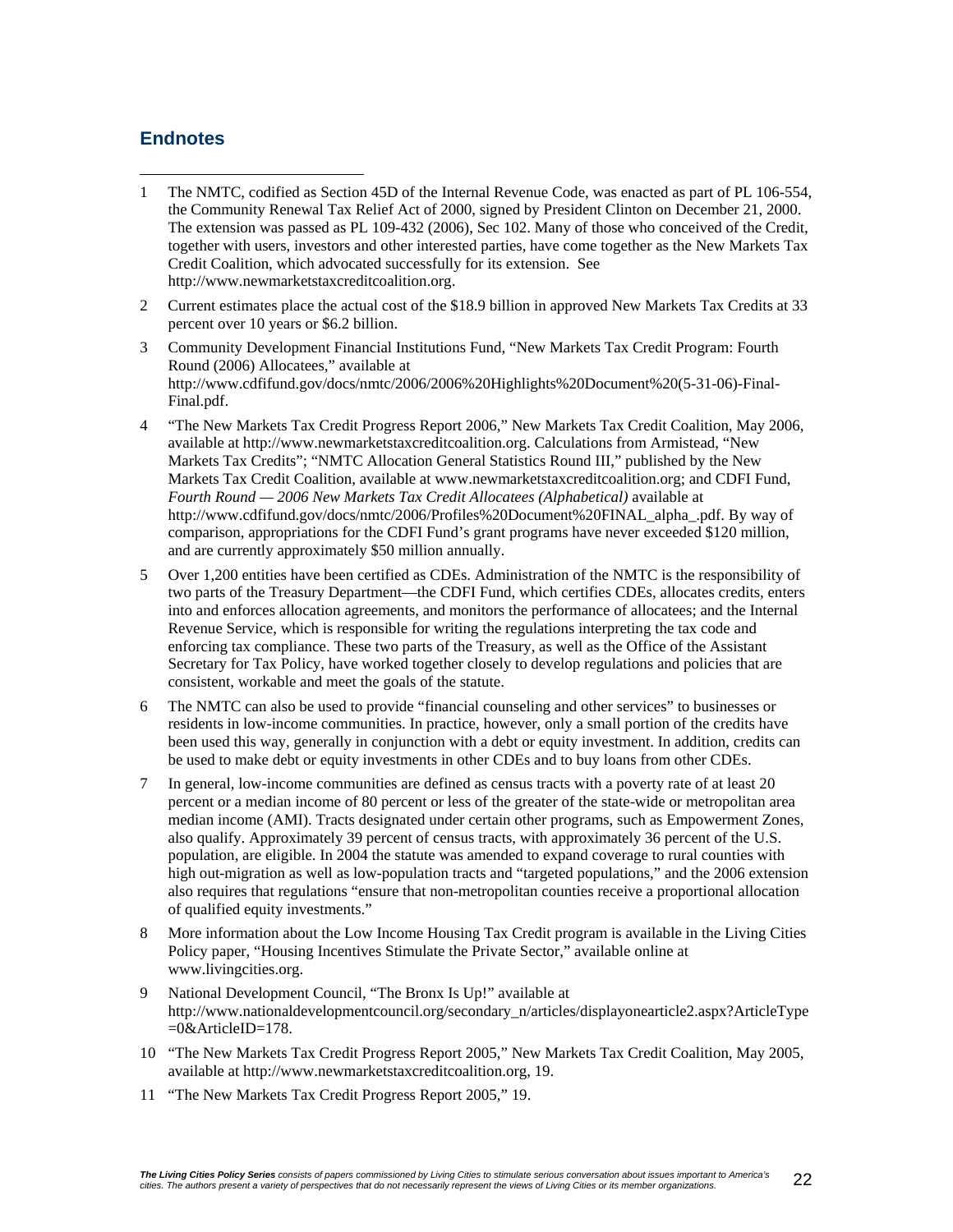## Endnotes

1 The NMTC, codified as Section 45D of the Internal Revenue Code, was enacted as part of PL 106-554, the Community Renewal Tax Relief Act of 2000, signed by President Clinton on December 21, 2000. The extension was passed as PL 109-432 (2006), Sec 102. Many of those who conceived of the Credit, together with users, investors and other interested parties, have come together as the New Markets Tax Credit Coalition, which advocated successfully for its extension. See http://www.newmarketstaxcreditcoalition.org.

2 Current estimates place the actual cost of the $18.9 billion in approved New Markets Tax Credits at 33 percent over 10 years or $6.2 billion.

3 Community Development Financial Institutions Fund, "New Markets Tax Credit Program: Fourth Round (2006) Allocatees," available at http://www.cdfifund.gov/docs/nmtc/2006/2006%20Highlights%20Document%20(5-31-06)-Final-Final.pdf.

4 "The New Markets Tax Credit Progress Report 2006," New Markets Tax Credit Coalition, May 2006, available at http://www.newmarketstaxcreditcoalition.org. Calculations from Armistead, "New Markets Tax Credits"; "NMTC Allocation General Statistics Round III," published by the New Markets Tax Credit Coalition, available at www.newmarketstaxcreditcoalition.org; and CDFI Fund, *Fourth Round — 2006 New Markets Tax Credit Allocatees (Alphabetical)* available at http://www.cdfifund.gov/docs/nmtc/2006/Profiles%20Document%20FINAL_alpha_.pdf. By way of comparison, appropriations for the CDFI Fund's grant programs have never exceeded $120 million, and are currently approximately $50 million annually.

5 Over 1,200 entities have been certified as CDEs. Administration of the NMTC is the responsibility of two parts of the Treasury Department—the CDFI Fund, which certifies CDEs, allocates credits, enters into and enforces allocation agreements, and monitors the performance of allocatees; and the Internal Revenue Service, which is responsible for writing the regulations interpreting the tax code and enforcing tax compliance. These two parts of the Treasury, as well as the Office of the Assistant Secretary for Tax Policy, have worked together closely to develop regulations and policies that are consistent, workable and meet the goals of the statute.

6 The NMTC can also be used to provide "financial counseling and other services" to businesses or residents in low-income communities. In practice, however, only a small portion of the credits have been used this way, generally in conjunction with a debt or equity investment. In addition, credits can be used to make debt or equity investments in other CDEs and to buy loans from other CDEs.

7 In general, low-income communities are defined as census tracts with a poverty rate of at least 20 percent or a median income of 80 percent or less of the greater of the state-wide or metropolitan area median income (AMI). Tracts designated under certain other programs, such as Empowerment Zones, also qualify. Approximately 39 percent of census tracts, with approximately 36 percent of the U.S. population, are eligible. In 2004 the statute was amended to expand coverage to rural counties with high out-migration as well as low-population tracts and "targeted populations," and the 2006 extension also requires that regulations "ensure that non-metropolitan counties receive a proportional allocation of qualified equity investments."

8 More information about the Low Income Housing Tax Credit program is available in the Living Cities Policy paper, "Housing Incentives Stimulate the Private Sector," available online at www.livingcities.org.

9 National Development Council, "The Bronx Is Up!" available at http://www.nationaldevelopmentcouncil.org/secondary_n/articles/displayonearticle2.aspx?ArticleType=0&ArticleID=178.

10 "The New Markets Tax Credit Progress Report 2005," New Markets Tax Credit Coalition, May 2005, available at http://www.newmarketstaxcreditcoalition.org, 19.

11 "The New Markets Tax Credit Progress Report 2005," 19.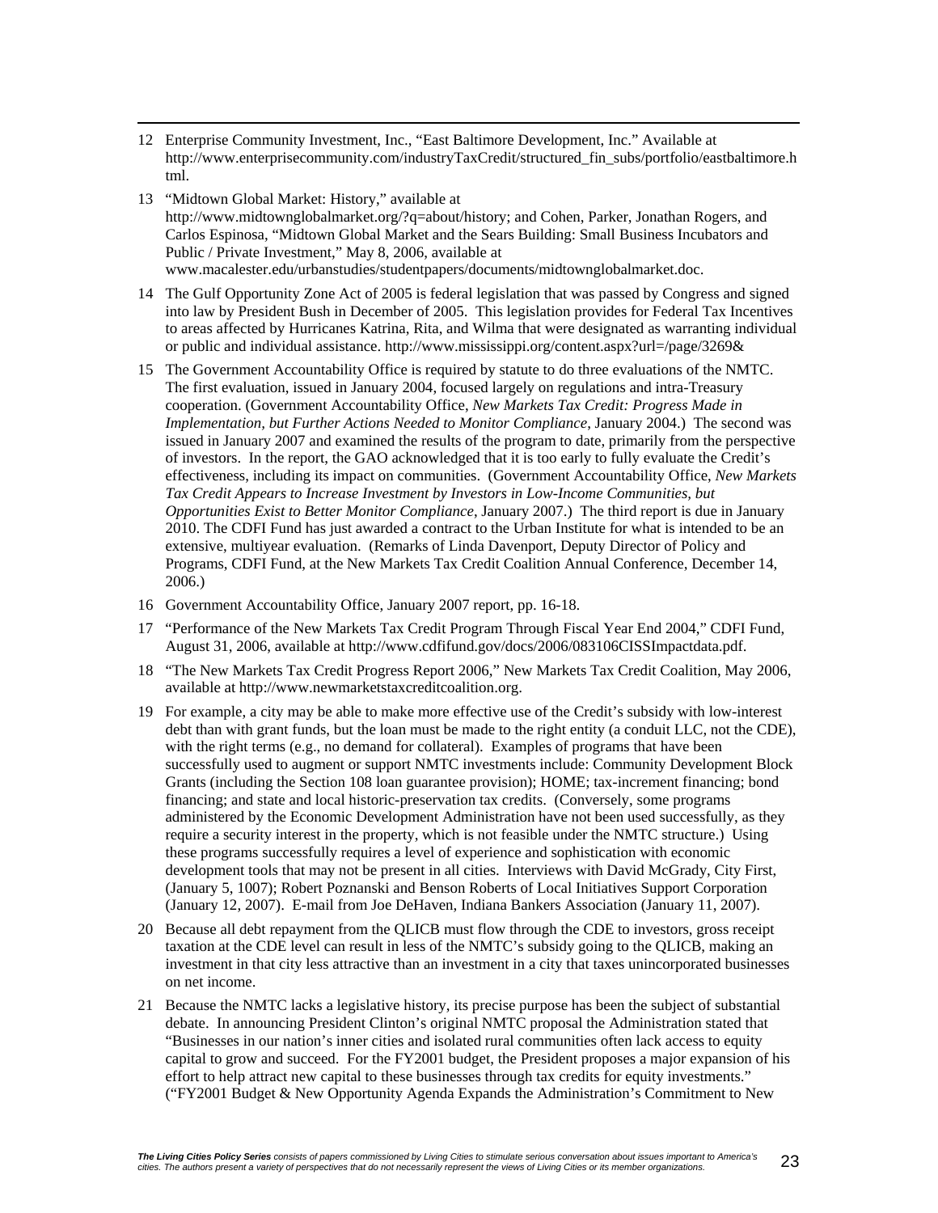12 Enterprise Community Investment, Inc., "East Baltimore Development, Inc." Available at http://www.enterprisecommunity.com/industryTaxCredit/structured_fin_subs/portfolio/eastbaltimore.html.

13 "Midtown Global Market: History," available at http://www.midtownglobalmarket.org/?q=about/history; and Cohen, Parker, Jonathan Rogers, and Carlos Espinosa, "Midtown Global Market and the Sears Building: Small Business Incubators and Public / Private Investment," May 8, 2006, available at www.macalester.edu/urbanstudies/studentpapers/documents/midtownglobalmarket.doc.

14 The Gulf Opportunity Zone Act of 2005 is federal legislation that was passed by Congress and signed into law by President Bush in December of 2005. This legislation provides for Federal Tax Incentives to areas affected by Hurricanes Katrina, Rita, and Wilma that were designated as warranting individual or public and individual assistance. http://www.mississippi.org/content.aspx?url=/page/3269&

15 The Government Accountability Office is required by statute to do three evaluations of the NMTC. The first evaluation, issued in January 2004, focused largely on regulations and intra-Treasury cooperation. (Government Accountability Office, *New Markets Tax Credit: Progress Made in Implementation, but Further Actions Needed to Monitor Compliance*, January 2004.) The second was issued in January 2007 and examined the results of the program to date, primarily from the perspective of investors. In the report, the GAO acknowledged that it is too early to fully evaluate the Credit's effectiveness, including its impact on communities. (Government Accountability Office, *New Markets Tax Credit Appears to Increase Investment by Investors in Low-Income Communities, but Opportunities Exist to Better Monitor Compliance*, January 2007.) The third report is due in January 2010. The CDFI Fund has just awarded a contract to the Urban Institute for what is intended to be an extensive, multiyear evaluation. (Remarks of Linda Davenport, Deputy Director of Policy and Programs, CDFI Fund, at the New Markets Tax Credit Coalition Annual Conference, December 14, 2006.)

16 Government Accountability Office, January 2007 report, pp. 16-18.

17 "Performance of the New Markets Tax Credit Program Through Fiscal Year End 2004," CDFI Fund, August 31, 2006, available at http://www.cdfifund.gov/docs/2006/083106CISSImpactdata.pdf.

18 "The New Markets Tax Credit Progress Report 2006," New Markets Tax Credit Coalition, May 2006, available at http://www.newmarketstaxcreditcoalition.org.

19 For example, a city may be able to make more effective use of the Credit's subsidy with low-interest debt than with grant funds, but the loan must be made to the right entity (a conduit LLC, not the CDE), with the right terms (e.g., no demand for collateral). Examples of programs that have been successfully used to augment or support NMTC investments include: Community Development Block Grants (including the Section 108 loan guarantee provision); HOME; tax-increment financing; bond financing; and state and local historic-preservation tax credits. (Conversely, some programs administered by the Economic Development Administration have not been used successfully, as they require a security interest in the property, which is not feasible under the NMTC structure.) Using these programs successfully requires a level of experience and sophistication with economic development tools that may not be present in all cities. Interviews with David McGrady, City First, (January 5, 1007); Robert Poznanski and Benson Roberts of Local Initiatives Support Corporation (January 12, 2007). E-mail from Joe DeHaven, Indiana Bankers Association (January 11, 2007).

20 Because all debt repayment from the QLICB must flow through the CDE to investors, gross receipt taxation at the CDE level can result in less of the NMTC's subsidy going to the QLICB, making an investment in that city less attractive than an investment in a city that taxes unincorporated businesses on net income.

21 Because the NMTC lacks a legislative history, its precise purpose has been the subject of substantial debate. In announcing President Clinton's original NMTC proposal the Administration stated that "Businesses in our nation's inner cities and isolated rural communities often lack access to equity capital to grow and succeed. For the FY2001 budget, the President proposes a major expansion of his effort to help attract new capital to these businesses through tax credits for equity investments." ("FY2001 Budget & New Opportunity Agenda Expands the Administration's Commitment to New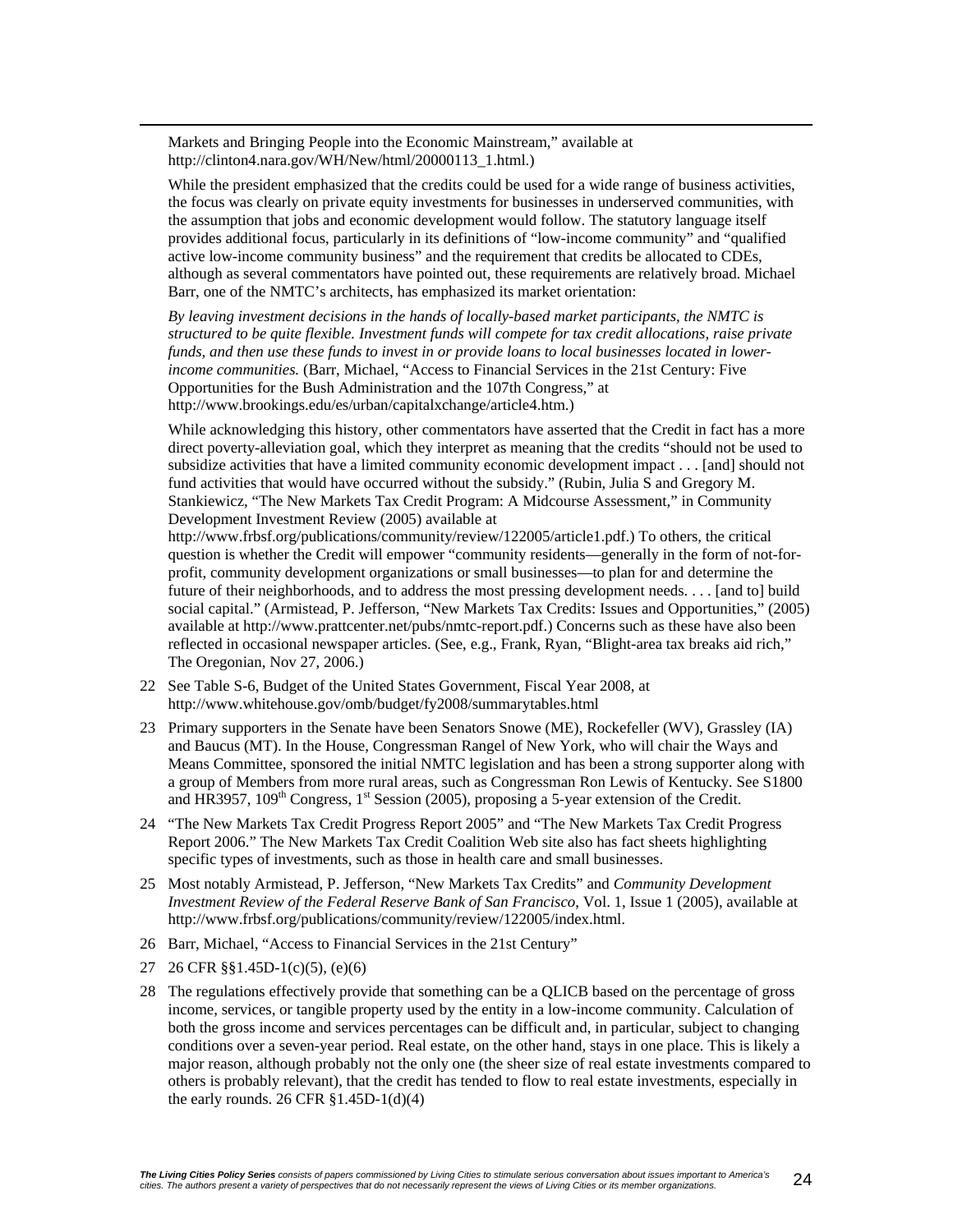Markets and Bringing People into the Economic Mainstream," available at http://clinton4.nara.gov/WH/New/html/20000113_1.html.)

While the president emphasized that the credits could be used for a wide range of business activities, the focus was clearly on private equity investments for businesses in underserved communities, with the assumption that jobs and economic development would follow. The statutory language itself provides additional focus, particularly in its definitions of "low-income community" and "qualified active low-income community business" and the requirement that credits be allocated to CDEs, although as several commentators have pointed out, these requirements are relatively broad. Michael Barr, one of the NMTC's architects, has emphasized its market orientation:

*By leaving investment decisions in the hands of locally-based market participants, the NMTC is structured to be quite flexible. Investment funds will compete for tax credit allocations, raise private funds, and then use these funds to invest in or provide loans to local businesses located in lower-income communities.* (Barr, Michael, "Access to Financial Services in the 21st Century: Five Opportunities for the Bush Administration and the 107th Congress," at http://www.brookings.edu/es/urban/capitalxchange/article4.htm.)

While acknowledging this history, other commentators have asserted that the Credit in fact has a more direct poverty-alleviation goal, which they interpret as meaning that the credits "should not be used to subsidize activities that have a limited community economic development impact . . . [and] should not fund activities that would have occurred without the subsidy." (Rubin, Julia S and Gregory M. Stankiewicz, "The New Markets Tax Credit Program: A Midcourse Assessment," in Community Development Investment Review (2005) available at http://www.frbsf.org/publications/community/review/122005/article1.pdf.) To others, the critical question is whether the Credit will empower "community residents—generally in the form of not-for-profit, community development organizations or small businesses—to plan for and determine the future of their neighborhoods, and to address the most pressing development needs. . . . [and to] build social capital." (Armistead, P. Jefferson, "New Markets Tax Credits: Issues and Opportunities," (2005) available at http://www.prattcenter.net/pubs/nmtc-report.pdf.) Concerns such as these have also been reflected in occasional newspaper articles. (See, e.g., Frank, Ryan, "Blight-area tax breaks aid rich," The Oregonian, Nov 27, 2006.)

22 See Table S-6, Budget of the United States Government, Fiscal Year 2008, at http://www.whitehouse.gov/omb/budget/fy2008/summarytables.html

23 Primary supporters in the Senate have been Senators Snowe (ME), Rockefeller (WV), Grassley (IA) and Baucus (MT). In the House, Congressman Rangel of New York, who will chair the Ways and Means Committee, sponsored the initial NMTC legislation and has been a strong supporter along with a group of Members from more rural areas, such as Congressman Ron Lewis of Kentucky. See S1800 and HR3957, 109th Congress, 1st Session (2005), proposing a 5-year extension of the Credit.

24 "The New Markets Tax Credit Progress Report 2005" and "The New Markets Tax Credit Progress Report 2006." The New Markets Tax Credit Coalition Web site also has fact sheets highlighting specific types of investments, such as those in health care and small businesses.

25 Most notably Armistead, P. Jefferson, "New Markets Tax Credits" and *Community Development Investment Review of the Federal Reserve Bank of San Francisco*, Vol. 1, Issue 1 (2005), available at http://www.frbsf.org/publications/community/review/122005/index.html.

26 Barr, Michael, "Access to Financial Services in the 21st Century"

27 26 CFR §§1.45D-1(c)(5), (e)(6)

28 The regulations effectively provide that something can be a QLICB based on the percentage of gross income, services, or tangible property used by the entity in a low-income community. Calculation of both the gross income and services percentages can be difficult and, in particular, subject to changing conditions over a seven-year period. Real estate, on the other hand, stays in one place. This is likely a major reason, although probably not the only one (the sheer size of real estate investments compared to others is probably relevant), that the credit has tended to flow to real estate investments, especially in the early rounds. 26 CFR §1.45D-1(d)(4)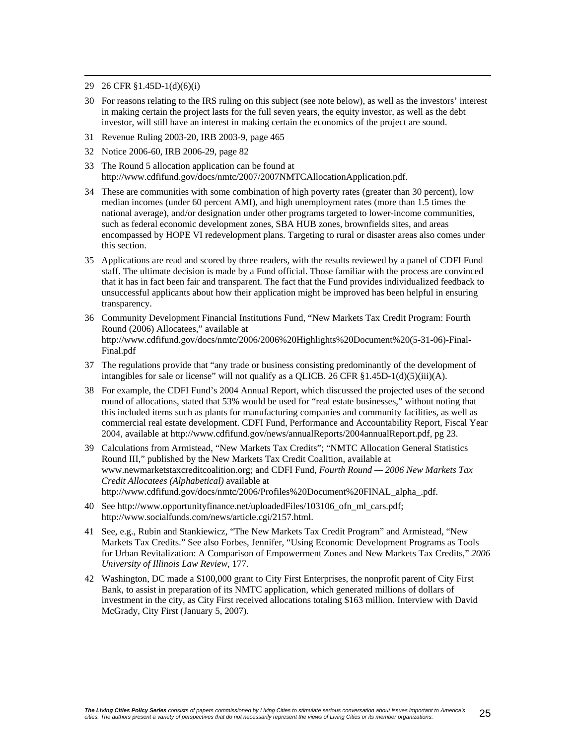29 26 CFR §1.45D-1(d)(6)(i)

30 For reasons relating to the IRS ruling on this subject (see note below), as well as the investors' interest in making certain the project lasts for the full seven years, the equity investor, as well as the debt investor, will still have an interest in making certain the economics of the project are sound.

31 Revenue Ruling 2003-20, IRB 2003-9, page 465

32 Notice 2006-60, IRB 2006-29, page 82

33 The Round 5 allocation application can be found at http://www.cdfifund.gov/docs/nmtc/2007/2007NMTCAllocationApplication.pdf.

34 These are communities with some combination of high poverty rates (greater than 30 percent), low median incomes (under 60 percent AMI), and high unemployment rates (more than 1.5 times the national average), and/or designation under other programs targeted to lower-income communities, such as federal economic development zones, SBA HUB zones, brownfields sites, and areas encompassed by HOPE VI redevelopment plans. Targeting to rural or disaster areas also comes under this section.

35 Applications are read and scored by three readers, with the results reviewed by a panel of CDFI Fund staff. The ultimate decision is made by a Fund official. Those familiar with the process are convinced that it has in fact been fair and transparent. The fact that the Fund provides individualized feedback to unsuccessful applicants about how their application might be improved has been helpful in ensuring transparency.

36 Community Development Financial Institutions Fund, "New Markets Tax Credit Program: Fourth Round (2006) Allocatees," available at http://www.cdfifund.gov/docs/nmtc/2006/2006%20Highlights%20Document%20(5-31-06)-Final-Final.pdf

37 The regulations provide that "any trade or business consisting predominantly of the development of intangibles for sale or license" will not qualify as a QLICB. 26 CFR §1.45D-1(d)(5)(iii)(A).

38 For example, the CDFI Fund's 2004 Annual Report, which discussed the projected uses of the second round of allocations, stated that 53% would be used for "real estate businesses," without noting that this included items such as plants for manufacturing companies and community facilities, as well as commercial real estate development. CDFI Fund, Performance and Accountability Report, Fiscal Year 2004, available at http://www.cdfifund.gov/news/annualReports/2004annualReport.pdf, pg 23.

39 Calculations from Armistead, "New Markets Tax Credits"; "NMTC Allocation General Statistics Round III," published by the New Markets Tax Credit Coalition, available at www.newmarketstaxcreditcoalition.org; and CDFI Fund, *Fourth Round — 2006 New Markets Tax Credit Allocatees (Alphabetical)* available at http://www.cdfifund.gov/docs/nmtc/2006/Profiles%20Document%20FINAL_alpha_.pdf.

40 See http://www.opportunityfinance.net/uploadedFiles/103106_ofn_ml_cars.pdf; http://www.socialfunds.com/news/article.cgi/2157.html.

41 See, e.g., Rubin and Stankiewicz, "The New Markets Tax Credit Program" and Armistead, "New Markets Tax Credits." See also Forbes, Jennifer, "Using Economic Development Programs as Tools for Urban Revitalization: A Comparison of Empowerment Zones and New Markets Tax Credits," *2006 University of Illinois Law Review*, 177.

42 Washington, DC made a $100,000 grant to City First Enterprises, the nonprofit parent of City First Bank, to assist in preparation of its NMTC application, which generated millions of dollars of investment in the city, as City First received allocations totaling $163 million. Interview with David McGrady, City First (January 5, 2007).